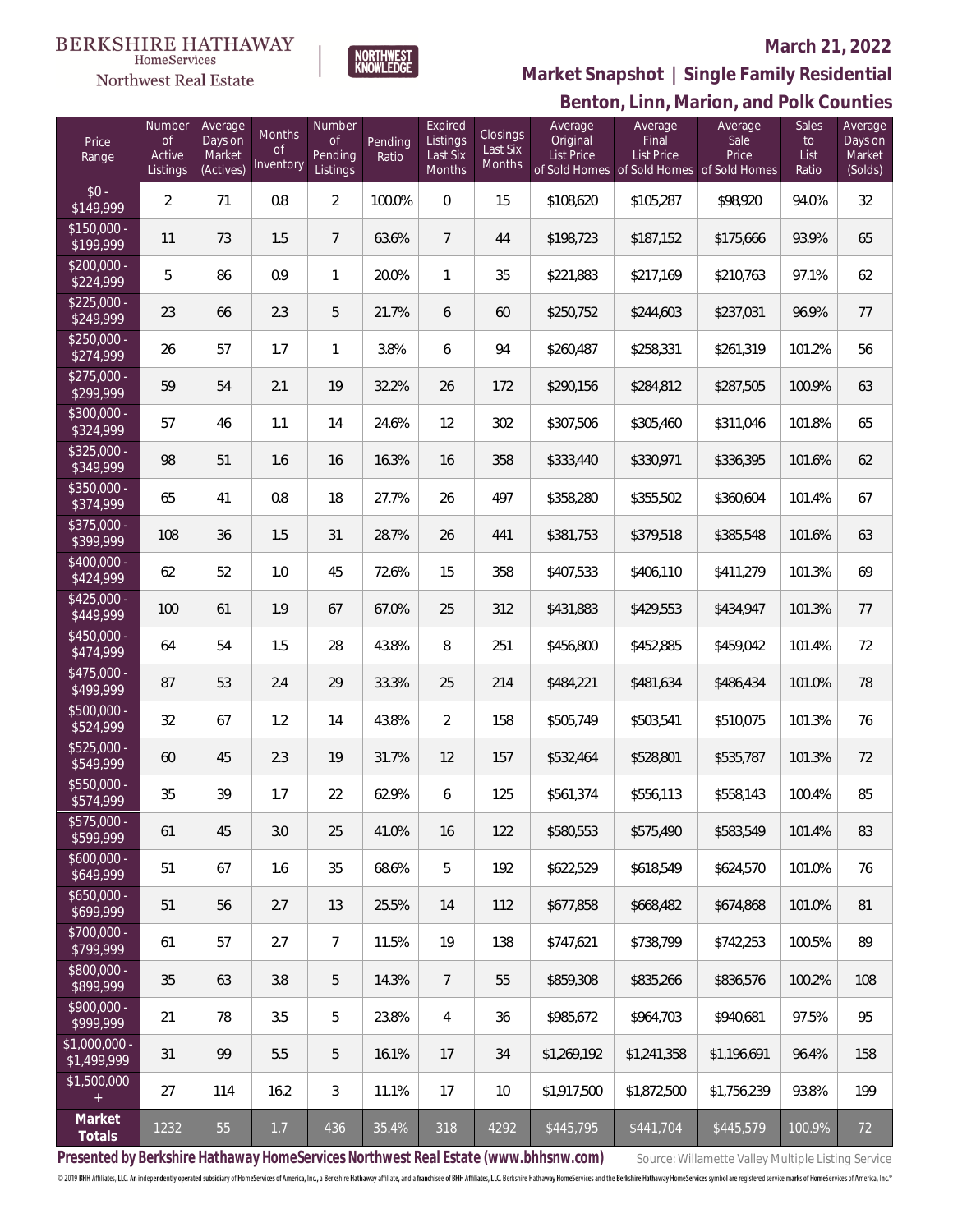BERKSHIRE HATHAWAY HomeServices Northwest Real Estate

NORTHWEST KNOWLEDGE

## March 21, 2022

## Market Snapshot | Single Family Residential

## Benton, Linn, Marion, and Polk Counties

| Price Range | Number of Active Listings | Average Days on Market (Actives) | Months of Inventory | Number of Pending Listings | Pending Ratio | Expired Listings Last Six Months | Closings Last Six Months | Average Original List Price of Sold Homes | Average Final List Price of Sold Homes | Average Sale Price of Sold Homes | Sales to List Ratio | Average Days on Market (Solds) |
|---|---|---|---|---|---|---|---|---|---|---|---|---|
| $0 - $149,999 | 2 | 71 | 0.8 | 2 | 100.0% | 0 | 15 | $108,620 | $105,287 | $98,920 | 94.0% | 32 |
| $150,000 - $199,999 | 11 | 73 | 1.5 | 7 | 63.6% | 7 | 44 | $198,723 | $187,152 | $175,666 | 93.9% | 65 |
| $200,000 - $224,999 | 5 | 86 | 0.9 | 1 | 20.0% | 1 | 35 | $221,883 | $217,169 | $210,763 | 97.1% | 62 |
| $225,000 - $249,999 | 23 | 66 | 2.3 | 5 | 21.7% | 6 | 60 | $250,752 | $244,603 | $237,031 | 96.9% | 77 |
| $250,000 - $274,999 | 26 | 57 | 1.7 | 1 | 3.8% | 6 | 94 | $260,487 | $258,331 | $261,319 | 101.2% | 56 |
| $275,000 - $299,999 | 59 | 54 | 2.1 | 19 | 32.2% | 26 | 172 | $290,156 | $284,812 | $287,505 | 100.9% | 63 |
| $300,000 - $324,999 | 57 | 46 | 1.1 | 14 | 24.6% | 12 | 302 | $307,506 | $305,460 | $311,046 | 101.8% | 65 |
| $325,000 - $349,999 | 98 | 51 | 1.6 | 16 | 16.3% | 16 | 358 | $333,440 | $330,971 | $336,395 | 101.6% | 62 |
| $350,000 - $374,999 | 65 | 41 | 0.8 | 18 | 27.7% | 26 | 497 | $358,280 | $355,502 | $360,604 | 101.4% | 67 |
| $375,000 - $399,999 | 108 | 36 | 1.5 | 31 | 28.7% | 26 | 441 | $381,753 | $379,518 | $385,548 | 101.6% | 63 |
| $400,000 - $424,999 | 62 | 52 | 1.0 | 45 | 72.6% | 15 | 358 | $407,533 | $406,110 | $411,279 | 101.3% | 69 |
| $425,000 - $449,999 | 100 | 61 | 1.9 | 67 | 67.0% | 25 | 312 | $431,883 | $429,553 | $434,947 | 101.3% | 77 |
| $450,000 - $474,999 | 64 | 54 | 1.5 | 28 | 43.8% | 8 | 251 | $456,800 | $452,885 | $459,042 | 101.4% | 72 |
| $475,000 - $499,999 | 87 | 53 | 2.4 | 29 | 33.3% | 25 | 214 | $484,221 | $481,634 | $486,434 | 101.0% | 78 |
| $500,000 - $524,999 | 32 | 67 | 1.2 | 14 | 43.8% | 2 | 158 | $505,749 | $503,541 | $510,075 | 101.3% | 76 |
| $525,000 - $549,999 | 60 | 45 | 2.3 | 19 | 31.7% | 12 | 157 | $532,464 | $528,801 | $535,787 | 101.3% | 72 |
| $550,000 - $574,999 | 35 | 39 | 1.7 | 22 | 62.9% | 6 | 125 | $561,374 | $556,113 | $558,143 | 100.4% | 85 |
| $575,000 - $599,999 | 61 | 45 | 3.0 | 25 | 41.0% | 16 | 122 | $580,553 | $575,490 | $583,549 | 101.4% | 83 |
| $600,000 - $649,999 | 51 | 67 | 1.6 | 35 | 68.6% | 5 | 192 | $622,529 | $618,549 | $624,570 | 101.0% | 76 |
| $650,000 - $699,999 | 51 | 56 | 2.7 | 13 | 25.5% | 14 | 112 | $677,858 | $668,482 | $674,868 | 101.0% | 81 |
| $700,000 - $799,999 | 61 | 57 | 2.7 | 7 | 11.5% | 19 | 138 | $747,621 | $738,799 | $742,253 | 100.5% | 89 |
| $800,000 - $899,999 | 35 | 63 | 3.8 | 5 | 14.3% | 7 | 55 | $859,308 | $835,266 | $836,576 | 100.2% | 108 |
| $900,000 - $999,999 | 21 | 78 | 3.5 | 5 | 23.8% | 4 | 36 | $985,672 | $964,703 | $940,681 | 97.5% | 95 |
| $1,000,000 - $1,499,999 | 31 | 99 | 5.5 | 5 | 16.1% | 17 | 34 | $1,269,192 | $1,241,358 | $1,196,691 | 96.4% | 158 |
| $1,500,000 + | 27 | 114 | 16.2 | 3 | 11.1% | 17 | 10 | $1,917,500 | $1,872,500 | $1,756,239 | 93.8% | 199 |
| **Market Totals** | 1232 | 55 | 1.7 | 436 | 35.4% | 318 | 4292 | $445,795 | $441,704 | $445,579 | 100.9% | 72 |

**Presented by Berkshire Hathaway HomeServices Northwest Real Estate (www.bhhsnw.com)**

Source: Willamette Valley Multiple Listing Service

© 2019 BHH Affiliates, LLC. An independently operated subsidiary of HomeServices of America, Inc., a Berkshire Hathaway affiliate, and a franchisee of BHH Affiliates, LLC. Berkshire Hathaway HomeServices and the Berkshire Hathaway HomeServices symbol are registered service marks of HomeServices of America, Inc.®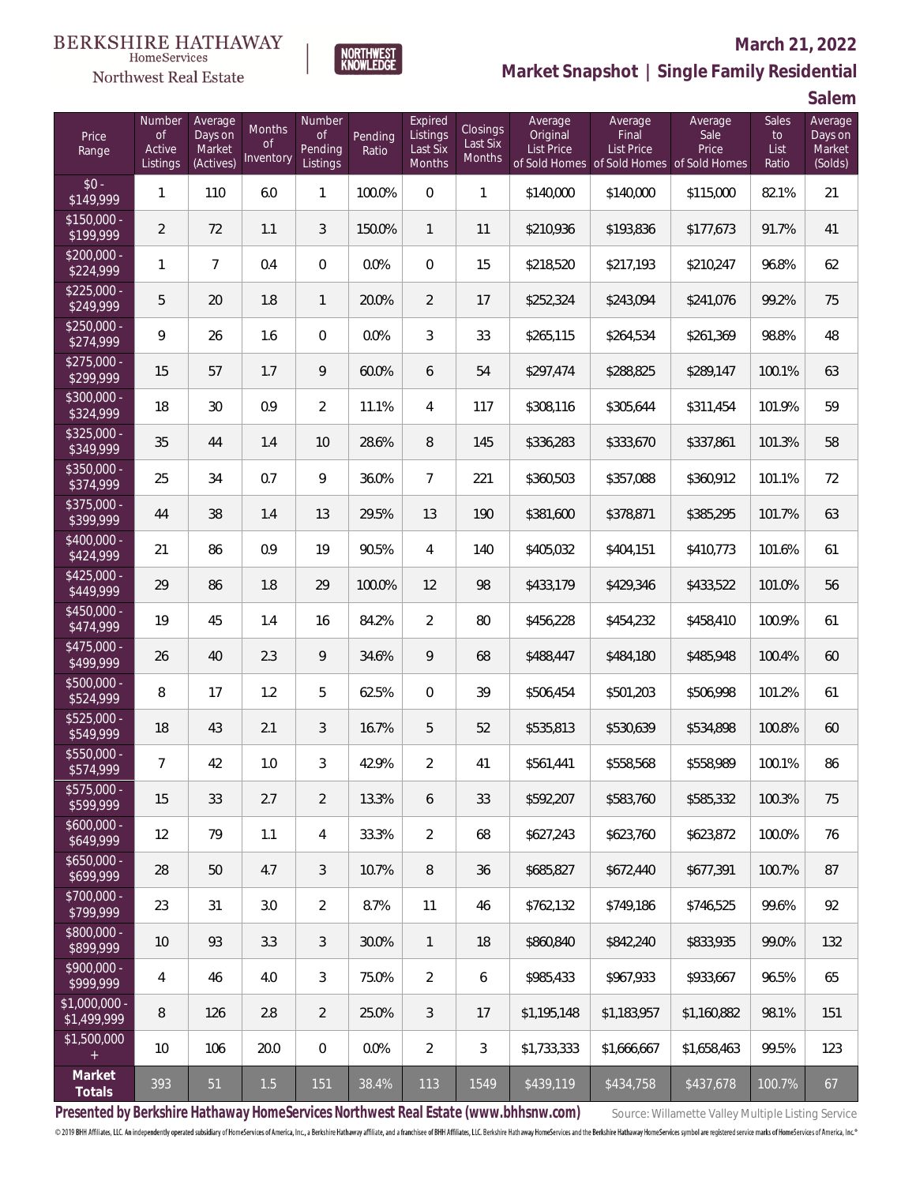BERKSHIRE HATHAWAY HomeServices Northwest Real Estate

NORTHWEST KNOWLEDGE

**March 21, 2022**

## Market Snapshot | Single Family Residential

### Salem

| Price Range | Number of Active Listings | Average Days on Market (Actives) | Months of Inventory | Number of Pending Listings | Pending Ratio | Expired Listings Last Six Months | Closings Last Six Months | Average Original List Price of Sold Homes | Average Final List Price of Sold Homes | Average Sale Price of Sold Homes | Sales to List Ratio | Average Days on Market (Solds) |
|---|---|---|---|---|---|---|---|---|---|---|---|---|
| $0 - $149,999 | 1 | 110 | 6.0 | 1 | 100.0% | 0 | 1 | $140,000 | $140,000 | $115,000 | 82.1% | 21 |
| $150,000 - $199,999 | 2 | 72 | 1.1 | 3 | 150.0% | 1 | 11 | $210,936 | $193,836 | $177,673 | 91.7% | 41 |
| $200,000 - $224,999 | 1 | 7 | 0.4 | 0 | 0.0% | 0 | 15 | $218,520 | $217,193 | $210,247 | 96.8% | 62 |
| $225,000 - $249,999 | 5 | 20 | 1.8 | 1 | 20.0% | 2 | 17 | $252,324 | $243,094 | $241,076 | 99.2% | 75 |
| $250,000 - $274,999 | 9 | 26 | 1.6 | 0 | 0.0% | 3 | 33 | $265,115 | $264,534 | $261,369 | 98.8% | 48 |
| $275,000 - $299,999 | 15 | 57 | 1.7 | 9 | 60.0% | 6 | 54 | $297,474 | $288,825 | $289,147 | 100.1% | 63 |
| $300,000 - $324,999 | 18 | 30 | 0.9 | 2 | 11.1% | 4 | 117 | $308,116 | $305,644 | $311,454 | 101.9% | 59 |
| $325,000 - $349,999 | 35 | 44 | 1.4 | 10 | 28.6% | 8 | 145 | $336,283 | $333,670 | $337,861 | 101.3% | 58 |
| $350,000 - $374,999 | 25 | 34 | 0.7 | 9 | 36.0% | 7 | 221 | $360,503 | $357,088 | $360,912 | 101.1% | 72 |
| $375,000 - $399,999 | 44 | 38 | 1.4 | 13 | 29.5% | 13 | 190 | $381,600 | $378,871 | $385,295 | 101.7% | 63 |
| $400,000 - $424,999 | 21 | 86 | 0.9 | 19 | 90.5% | 4 | 140 | $405,032 | $404,151 | $410,773 | 101.6% | 61 |
| $425,000 - $449,999 | 29 | 86 | 1.8 | 29 | 100.0% | 12 | 98 | $433,179 | $429,346 | $433,522 | 101.0% | 56 |
| $450,000 - $474,999 | 19 | 45 | 1.4 | 16 | 84.2% | 2 | 80 | $456,228 | $454,232 | $458,410 | 100.9% | 61 |
| $475,000 - $499,999 | 26 | 40 | 2.3 | 9 | 34.6% | 9 | 68 | $488,447 | $484,180 | $485,948 | 100.4% | 60 |
| $500,000 - $524,999 | 8 | 17 | 1.2 | 5 | 62.5% | 0 | 39 | $506,454 | $501,203 | $506,998 | 101.2% | 61 |
| $525,000 - $549,999 | 18 | 43 | 2.1 | 3 | 16.7% | 5 | 52 | $535,813 | $530,639 | $534,898 | 100.8% | 60 |
| $550,000 - $574,999 | 7 | 42 | 1.0 | 3 | 42.9% | 2 | 41 | $561,441 | $558,568 | $558,989 | 100.1% | 86 |
| $575,000 - $599,999 | 15 | 33 | 2.7 | 2 | 13.3% | 6 | 33 | $592,207 | $583,760 | $585,332 | 100.3% | 75 |
| $600,000 - $649,999 | 12 | 79 | 1.1 | 4 | 33.3% | 2 | 68 | $627,243 | $623,760 | $623,872 | 100.0% | 76 |
| $650,000 - $699,999 | 28 | 50 | 4.7 | 3 | 10.7% | 8 | 36 | $685,827 | $672,440 | $677,391 | 100.7% | 87 |
| $700,000 - $799,999 | 23 | 31 | 3.0 | 2 | 8.7% | 11 | 46 | $762,132 | $749,186 | $746,525 | 99.6% | 92 |
| $800,000 - $899,999 | 10 | 93 | 3.3 | 3 | 30.0% | 1 | 18 | $860,840 | $842,240 | $833,935 | 99.0% | 132 |
| $900,000 - $999,999 | 4 | 46 | 4.0 | 3 | 75.0% | 2 | 6 | $985,433 | $967,933 | $933,667 | 96.5% | 65 |
| $1,000,000 - $1,499,999 | 8 | 126 | 2.8 | 2 | 25.0% | 3 | 17 | $1,195,148 | $1,183,957 | $1,160,882 | 98.1% | 151 |
| $1,500,000 + | 10 | 106 | 20.0 | 0 | 0.0% | 2 | 3 | $1,733,333 | $1,666,667 | $1,658,463 | 99.5% | 123 |
| **Market Totals** | 393 | 51 | 1.5 | 151 | 38.4% | 113 | 1549 | $439,119 | $434,758 | $437,678 | 100.7% | 67 |

**Presented by Berkshire Hathaway HomeServices Northwest Real Estate (www.bhhsnw.com)**

Source: Willamette Valley Multiple Listing Service

© 2019 BHH Affiliates, LLC. An independently operated subsidiary of HomeServices of America, Inc., a Berkshire Hathaway affiliate, and a franchisee of BHH Affiliates, LLC. Berkshire Hathaway HomeServices and the Berkshire Hathaway HomeServices symbol are registered service marks of HomeServices of America, Inc.®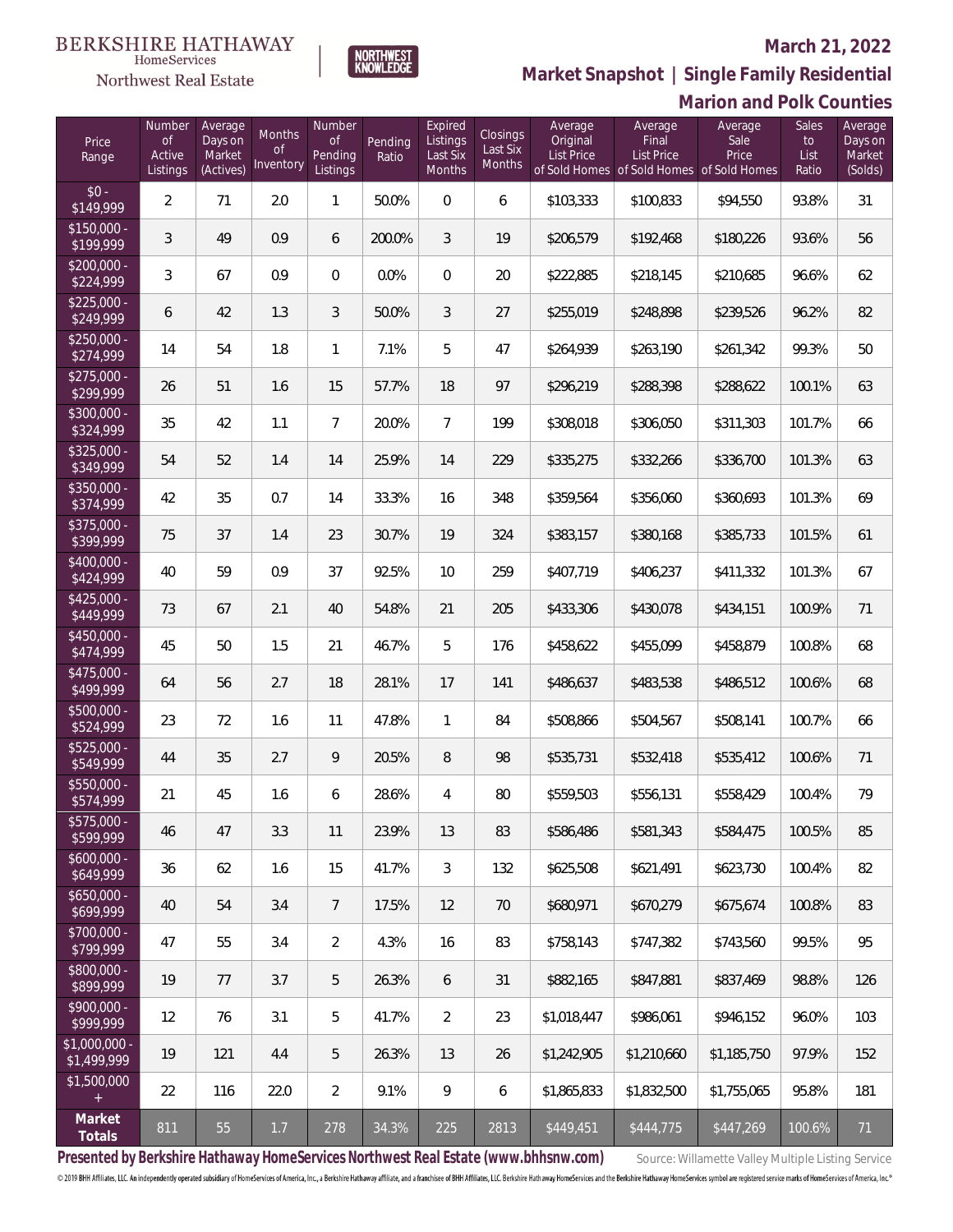BERKSHIRE HATHAWAY HomeServices Northwest Real Estate

NORTHWEST KNOWLEDGE

# March 21, 2022

## Market Snapshot | Single Family Residential

## Marion and Polk Counties

| Price Range | Number of Active Listings | Average Days on Market (Actives) | Months of Inventory | Number of Pending Listings | Pending Ratio | Expired Listings Last Six Months | Closings Last Six Months | Average Original List Price of Sold Homes | Average Final List Price of Sold Homes | Average Sale Price of Sold Homes | Sales to List Ratio | Average Days on Market (Solds) |
|---|---|---|---|---|---|---|---|---|---|---|---|---|
| $0 - $149,999 | 2 | 71 | 2.0 | 1 | 50.0% | 0 | 6 | $103,333 | $100,833 | $94,550 | 93.8% | 31 |
| $150,000 - $199,999 | 3 | 49 | 0.9 | 6 | 200.0% | 3 | 19 | $206,579 | $192,468 | $180,226 | 93.6% | 56 |
| $200,000 - $224,999 | 3 | 67 | 0.9 | 0 | 0.0% | 0 | 20 | $222,885 | $218,145 | $210,685 | 96.6% | 62 |
| $225,000 - $249,999 | 6 | 42 | 1.3 | 3 | 50.0% | 3 | 27 | $255,019 | $248,898 | $239,526 | 96.2% | 82 |
| $250,000 - $274,999 | 14 | 54 | 1.8 | 1 | 7.1% | 5 | 47 | $264,939 | $263,190 | $261,342 | 99.3% | 50 |
| $275,000 - $299,999 | 26 | 51 | 1.6 | 15 | 57.7% | 18 | 97 | $296,219 | $288,398 | $288,622 | 100.1% | 63 |
| $300,000 - $324,999 | 35 | 42 | 1.1 | 7 | 20.0% | 7 | 199 | $308,018 | $306,050 | $311,303 | 101.7% | 66 |
| $325,000 - $349,999 | 54 | 52 | 1.4 | 14 | 25.9% | 14 | 229 | $335,275 | $332,266 | $336,700 | 101.3% | 63 |
| $350,000 - $374,999 | 42 | 35 | 0.7 | 14 | 33.3% | 16 | 348 | $359,564 | $356,060 | $360,693 | 101.3% | 69 |
| $375,000 - $399,999 | 75 | 37 | 1.4 | 23 | 30.7% | 19 | 324 | $383,157 | $380,168 | $385,733 | 101.5% | 61 |
| $400,000 - $424,999 | 40 | 59 | 0.9 | 37 | 92.5% | 10 | 259 | $407,719 | $406,237 | $411,332 | 101.3% | 67 |
| $425,000 - $449,999 | 73 | 67 | 2.1 | 40 | 54.8% | 21 | 205 | $433,306 | $430,078 | $434,151 | 100.9% | 71 |
| $450,000 - $474,999 | 45 | 50 | 1.5 | 21 | 46.7% | 5 | 176 | $458,622 | $455,099 | $458,879 | 100.8% | 68 |
| $475,000 - $499,999 | 64 | 56 | 2.7 | 18 | 28.1% | 17 | 141 | $486,637 | $483,538 | $486,512 | 100.6% | 68 |
| $500,000 - $524,999 | 23 | 72 | 1.6 | 11 | 47.8% | 1 | 84 | $508,866 | $504,567 | $508,141 | 100.7% | 66 |
| $525,000 - $549,999 | 44 | 35 | 2.7 | 9 | 20.5% | 8 | 98 | $535,731 | $532,418 | $535,412 | 100.6% | 71 |
| $550,000 - $574,999 | 21 | 45 | 1.6 | 6 | 28.6% | 4 | 80 | $559,503 | $556,131 | $558,429 | 100.4% | 79 |
| $575,000 - $599,999 | 46 | 47 | 3.3 | 11 | 23.9% | 13 | 83 | $586,486 | $581,343 | $584,475 | 100.5% | 85 |
| $600,000 - $649,999 | 36 | 62 | 1.6 | 15 | 41.7% | 3 | 132 | $625,508 | $621,491 | $623,730 | 100.4% | 82 |
| $650,000 - $699,999 | 40 | 54 | 3.4 | 7 | 17.5% | 12 | 70 | $680,971 | $670,279 | $675,674 | 100.8% | 83 |
| $700,000 - $799,999 | 47 | 55 | 3.4 | 2 | 4.3% | 16 | 83 | $758,143 | $747,382 | $743,560 | 99.5% | 95 |
| $800,000 - $899,999 | 19 | 77 | 3.7 | 5 | 26.3% | 6 | 31 | $882,165 | $847,881 | $837,469 | 98.8% | 126 |
| $900,000 - $999,999 | 12 | 76 | 3.1 | 5 | 41.7% | 2 | 23 | $1,018,447 | $986,061 | $946,152 | 96.0% | 103 |
| $1,000,000 - $1,499,999 | 19 | 121 | 4.4 | 5 | 26.3% | 13 | 26 | $1,242,905 | $1,210,660 | $1,185,750 | 97.9% | 152 |
| $1,500,000 + | 22 | 116 | 22.0 | 2 | 9.1% | 9 | 6 | $1,865,833 | $1,832,500 | $1,755,065 | 95.8% | 181 |
| **Market Totals** | 811 | 55 | 1.7 | 278 | 34.3% | 225 | 2813 | $449,451 | $444,775 | $447,269 | 100.6% | 71 |

**Presented by Berkshire Hathaway HomeServices Northwest Real Estate (www.bhhsnw.com)**

Source: Willamette Valley Multiple Listing Service

© 2019 BHH Affiliates, LLC. An independently operated subsidiary of HomeServices of America, Inc., a Berkshire Hathaway affiliate, and a franchisee of BHH Affiliates, LLC. Berkshire Hathaway HomeServices and the Berkshire Hathaway HomeServices symbol are registered service marks of HomeServices of America, Inc.®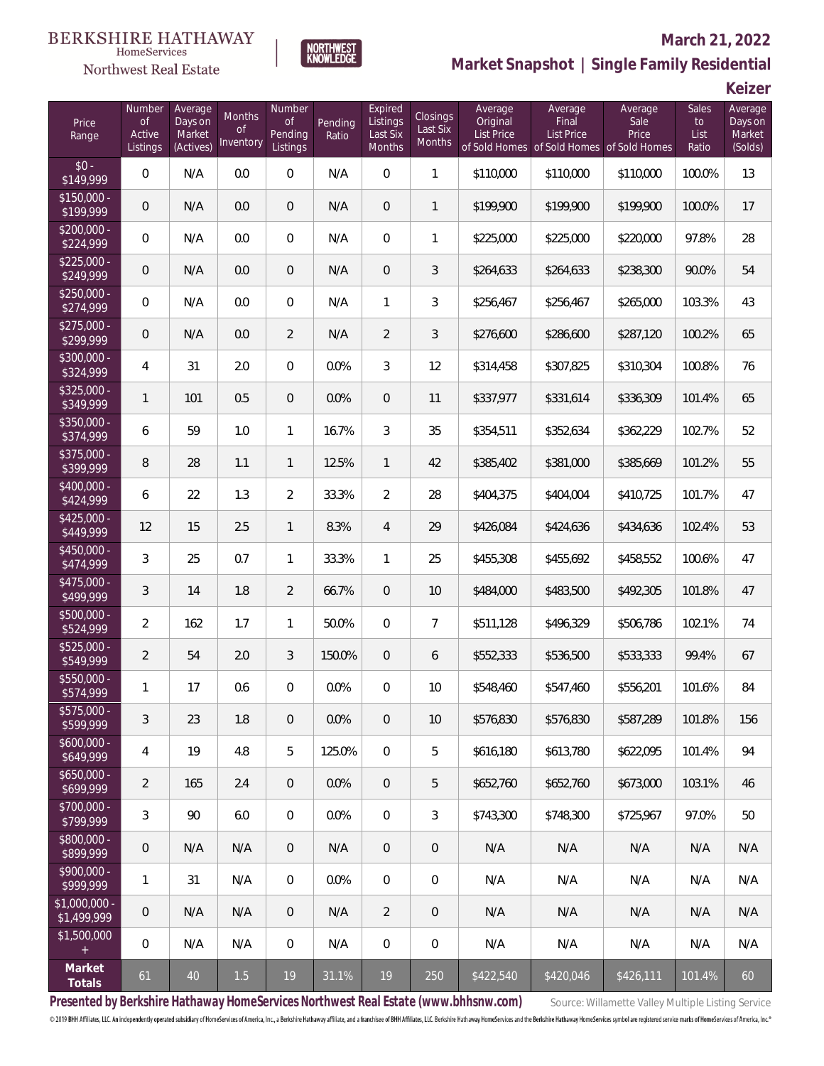BERKSHIRE HATHAWAY HomeServices Northwest Real Estate

NORTHWEST KNOWLEDGE

**March 21, 2022**

**Market Snapshot | Single Family Residential**

**Keizer**

| Price Range | Number of Active Listings | Average Days on Market (Actives) | Months of Inventory | Number of Pending Listings | Pending Ratio | Expired Listings Last Six Months | Closings Last Six Months | Average Original List Price of Sold Homes | Average Final List Price of Sold Homes | Average Sale Price of Sold Homes | Sales to List Ratio | Average Days on Market (Solds) |
|---|---|---|---|---|---|---|---|---|---|---|---|---|
| $0 - $149,999 | 0 | N/A | 0.0 | 0 | N/A | 0 | 1 | $110,000 | $110,000 | $110,000 | 100.0% | 13 |
| $150,000 - $199,999 | 0 | N/A | 0.0 | 0 | N/A | 0 | 1 | $199,900 | $199,900 | $199,900 | 100.0% | 17 |
| $200,000 - $224,999 | 0 | N/A | 0.0 | 0 | N/A | 0 | 1 | $225,000 | $225,000 | $220,000 | 97.8% | 28 |
| $225,000 - $249,999 | 0 | N/A | 0.0 | 0 | N/A | 0 | 3 | $264,633 | $264,633 | $238,300 | 90.0% | 54 |
| $250,000 - $274,999 | 0 | N/A | 0.0 | 0 | N/A | 1 | 3 | $256,467 | $256,467 | $265,000 | 103.3% | 43 |
| $275,000 - $299,999 | 0 | N/A | 0.0 | 2 | N/A | 2 | 3 | $276,600 | $286,600 | $287,120 | 100.2% | 65 |
| $300,000 - $324,999 | 4 | 31 | 2.0 | 0 | 0.0% | 3 | 12 | $314,458 | $307,825 | $310,304 | 100.8% | 76 |
| $325,000 - $349,999 | 1 | 101 | 0.5 | 0 | 0.0% | 0 | 11 | $337,977 | $331,614 | $336,309 | 101.4% | 65 |
| $350,000 - $374,999 | 6 | 59 | 1.0 | 1 | 16.7% | 3 | 35 | $354,511 | $352,634 | $362,229 | 102.7% | 52 |
| $375,000 - $399,999 | 8 | 28 | 1.1 | 1 | 12.5% | 1 | 42 | $385,402 | $381,000 | $385,669 | 101.2% | 55 |
| $400,000 - $424,999 | 6 | 22 | 1.3 | 2 | 33.3% | 2 | 28 | $404,375 | $404,004 | $410,725 | 101.7% | 47 |
| $425,000 - $449,999 | 12 | 15 | 2.5 | 1 | 8.3% | 4 | 29 | $426,084 | $424,636 | $434,636 | 102.4% | 53 |
| $450,000 - $474,999 | 3 | 25 | 0.7 | 1 | 33.3% | 1 | 25 | $455,308 | $455,692 | $458,552 | 100.6% | 47 |
| $475,000 - $499,999 | 3 | 14 | 1.8 | 2 | 66.7% | 0 | 10 | $484,000 | $483,500 | $492,305 | 101.8% | 47 |
| $500,000 - $524,999 | 2 | 162 | 1.7 | 1 | 50.0% | 0 | 7 | $511,128 | $496,329 | $506,786 | 102.1% | 74 |
| $525,000 - $549,999 | 2 | 54 | 2.0 | 3 | 150.0% | 0 | 6 | $552,333 | $536,500 | $533,333 | 99.4% | 67 |
| $550,000 - $574,999 | 1 | 17 | 0.6 | 0 | 0.0% | 0 | 10 | $548,460 | $547,460 | $556,201 | 101.6% | 84 |
| $575,000 - $599,999 | 3 | 23 | 1.8 | 0 | 0.0% | 0 | 10 | $576,830 | $576,830 | $587,289 | 101.8% | 156 |
| $600,000 - $649,999 | 4 | 19 | 4.8 | 5 | 125.0% | 0 | 5 | $616,180 | $613,780 | $622,095 | 101.4% | 94 |
| $650,000 - $699,999 | 2 | 165 | 2.4 | 0 | 0.0% | 0 | 5 | $652,760 | $652,760 | $673,000 | 103.1% | 46 |
| $700,000 - $799,999 | 3 | 90 | 6.0 | 0 | 0.0% | 0 | 3 | $743,300 | $748,300 | $725,967 | 97.0% | 50 |
| $800,000 - $899,999 | 0 | N/A | N/A | 0 | N/A | 0 | 0 | N/A | N/A | N/A | N/A | N/A |
| $900,000 - $999,999 | 1 | 31 | N/A | 0 | 0.0% | 0 | 0 | N/A | N/A | N/A | N/A | N/A |
| $1,000,000 - $1,499,999 | 0 | N/A | N/A | 0 | N/A | 2 | 0 | N/A | N/A | N/A | N/A | N/A |
| $1,500,000 + | 0 | N/A | N/A | 0 | N/A | 0 | 0 | N/A | N/A | N/A | N/A | N/A |
| **Market Totals** | 61 | 40 | 1.5 | 19 | 31.1% | 19 | 250 | $422,540 | $420,046 | $426,111 | 101.4% | 60 |

**Presented by Berkshire Hathaway HomeServices Northwest Real Estate (www.bhhsnw.com)** Source: Willamette Valley Multiple Listing Service

© 2019 BHH Affiliates, LLC. An independently operated subsidiary of HomeServices of America, Inc., a Berkshire Hathaway affiliate, and a franchisee of BHH Affiliates, LLC. Berkshire Hathaway HomeServices and the Berkshire Hathaway HomeServices symbol are registered service marks of HomeServices of America, Inc.®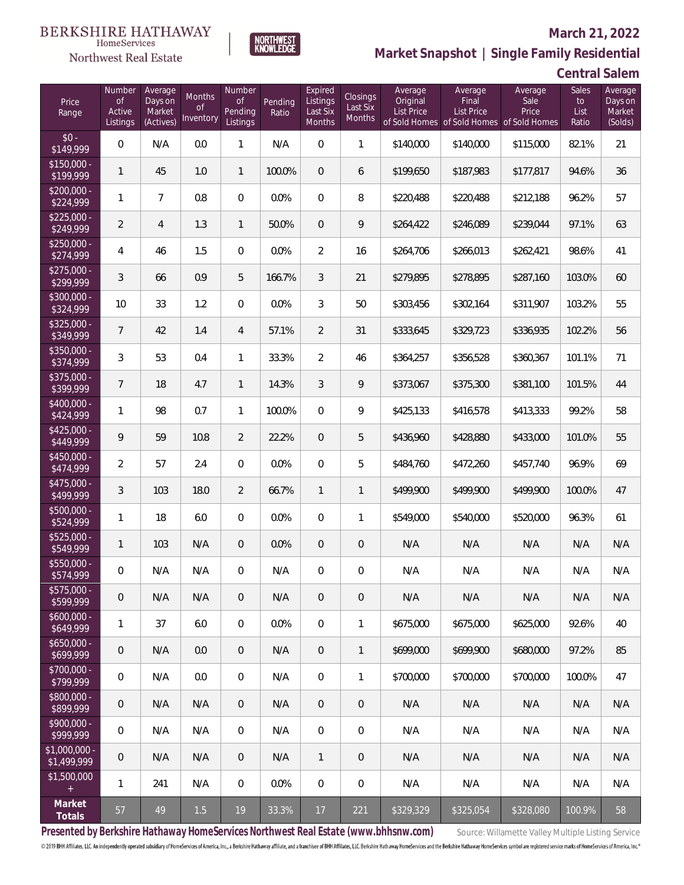BERKSHIRE HATHAWAY HomeServices Northwest Real Estate

**March 21, 2022**

## Market Snapshot | Single Family Residential

## Central Salem

| Price Range | Number of Active Listings | Average Days on Market (Actives) | Months of Inventory | Number of Pending Listings | Pending Ratio | Expired Listings Last Six Months | Closings Last Six Months | Average Original List Price of Sold Homes | Average Final List Price of Sold Homes | Average Sale Price of Sold Homes | Sales to List Ratio | Average Days on Market (Solds) |
|---|---|---|---|---|---|---|---|---|---|---|---|---|
| $0 - $149,999 | 0 | N/A | 0.0 | 1 | N/A | 0 | 1 | $140,000 | $140,000 | $115,000 | 82.1% | 21 |
| $150,000 - $199,999 | 1 | 45 | 1.0 | 1 | 100.0% | 0 | 6 | $199,650 | $187,983 | $177,817 | 94.6% | 36 |
| $200,000 - $224,999 | 1 | 7 | 0.8 | 0 | 0.0% | 0 | 8 | $220,488 | $220,488 | $212,188 | 96.2% | 57 |
| $225,000 - $249,999 | 2 | 4 | 1.3 | 1 | 50.0% | 0 | 9 | $264,422 | $246,089 | $239,044 | 97.1% | 63 |
| $250,000 - $274,999 | 4 | 46 | 1.5 | 0 | 0.0% | 2 | 16 | $264,706 | $266,013 | $262,421 | 98.6% | 41 |
| $275,000 - $299,999 | 3 | 66 | 0.9 | 5 | 166.7% | 3 | 21 | $279,895 | $278,895 | $287,160 | 103.0% | 60 |
| $300,000 - $324,999 | 10 | 33 | 1.2 | 0 | 0.0% | 3 | 50 | $303,456 | $302,164 | $311,907 | 103.2% | 55 |
| $325,000 - $349,999 | 7 | 42 | 1.4 | 4 | 57.1% | 2 | 31 | $333,645 | $329,723 | $336,935 | 102.2% | 56 |
| $350,000 - $374,999 | 3 | 53 | 0.4 | 1 | 33.3% | 2 | 46 | $364,257 | $356,528 | $360,367 | 101.1% | 71 |
| $375,000 - $399,999 | 7 | 18 | 4.7 | 1 | 14.3% | 3 | 9 | $373,067 | $375,300 | $381,100 | 101.5% | 44 |
| $400,000 - $424,999 | 1 | 98 | 0.7 | 1 | 100.0% | 0 | 9 | $425,133 | $416,578 | $413,333 | 99.2% | 58 |
| $425,000 - $449,999 | 9 | 59 | 10.8 | 2 | 22.2% | 0 | 5 | $436,960 | $428,880 | $433,000 | 101.0% | 55 |
| $450,000 - $474,999 | 2 | 57 | 2.4 | 0 | 0.0% | 0 | 5 | $484,760 | $472,260 | $457,740 | 96.9% | 69 |
| $475,000 - $499,999 | 3 | 103 | 18.0 | 2 | 66.7% | 1 | 1 | $499,900 | $499,900 | $499,900 | 100.0% | 47 |
| $500,000 - $524,999 | 1 | 18 | 6.0 | 0 | 0.0% | 0 | 1 | $549,000 | $540,000 | $520,000 | 96.3% | 61 |
| $525,000 - $549,999 | 1 | 103 | N/A | 0 | 0.0% | 0 | 0 | N/A | N/A | N/A | N/A | N/A |
| $550,000 - $574,999 | 0 | N/A | N/A | 0 | N/A | 0 | 0 | N/A | N/A | N/A | N/A | N/A |
| $575,000 - $599,999 | 0 | N/A | N/A | 0 | N/A | 0 | 0 | N/A | N/A | N/A | N/A | N/A |
| $600,000 - $649,999 | 1 | 37 | 6.0 | 0 | 0.0% | 0 | 1 | $675,000 | $675,000 | $625,000 | 92.6% | 40 |
| $650,000 - $699,999 | 0 | N/A | 0.0 | 0 | N/A | 0 | 1 | $699,000 | $699,900 | $680,000 | 97.2% | 85 |
| $700,000 - $799,999 | 0 | N/A | 0.0 | 0 | N/A | 0 | 1 | $700,000 | $700,000 | $700,000 | 100.0% | 47 |
| $800,000 - $899,999 | 0 | N/A | N/A | 0 | N/A | 0 | 0 | N/A | N/A | N/A | N/A | N/A |
| $900,000 - $999,999 | 0 | N/A | N/A | 0 | N/A | 0 | 0 | N/A | N/A | N/A | N/A | N/A |
| $1,000,000 - $1,499,999 | 0 | N/A | N/A | 0 | N/A | 1 | 0 | N/A | N/A | N/A | N/A | N/A |
| $1,500,000 + | 1 | 241 | N/A | 0 | 0.0% | 0 | 0 | N/A | N/A | N/A | N/A | N/A |
| **Market Totals** | 57 | 49 | 1.5 | 19 | 33.3% | 17 | 221 | $329,329 | $325,054 | $328,080 | 100.9% | 58 |

**Presented by Berkshire Hathaway HomeServices Northwest Real Estate (www.bhhsnw.com)**

Source: Willamette Valley Multiple Listing Service

© 2019 BHH Affiliates, LLC. An independently operated subsidiary of HomeServices of America, Inc., a Berkshire Hathaway affiliate, and a franchisee of BHH Affiliates, LLC. Berkshire Hathaway HomeServices and the Berkshire Hathaway HomeServices symbol are registered service marks of HomeServices of America, Inc.®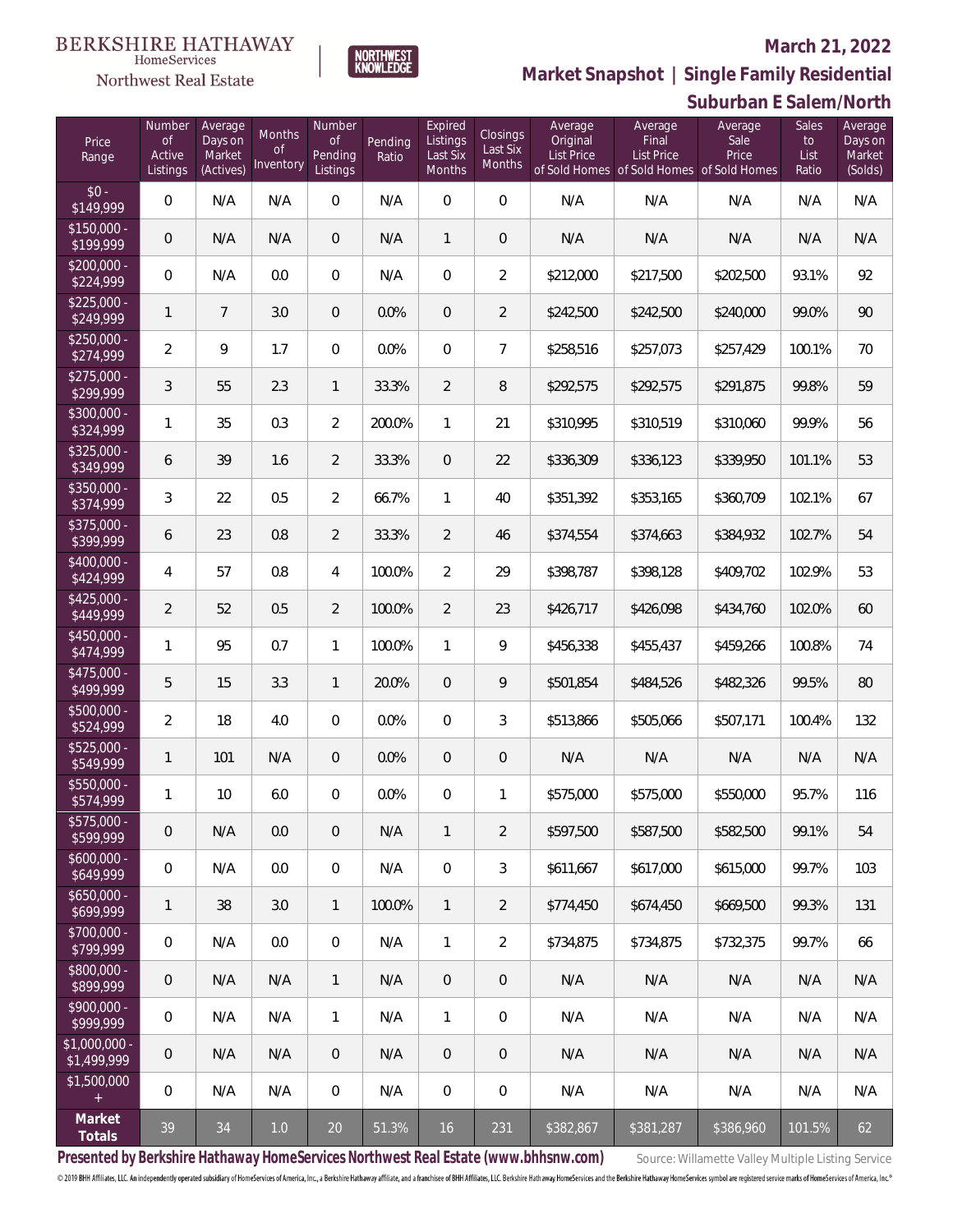BERKSHIRE HATHAWAY HomeServices Northwest Real Estate

NORTHWEST KNOWLEDGE

# March 21, 2022

## Market Snapshot | Single Family Residential

## Suburban E Salem/North

| Price Range | Number of Active Listings | Average Days on Market (Actives) | Months of Inventory | Number of Pending Listings | Pending Ratio | Expired Listings Last Six Months | Closings Last Six Months | Average Original List Price of Sold Homes | Average Final List Price of Sold Homes | Average Sale Price of Sold Homes | Sales to List Ratio | Average Days on Market (Solds) |
|---|---|---|---|---|---|---|---|---|---|---|---|---|
| $0 - $149,999 | 0 | N/A | N/A | 0 | N/A | 0 | 0 | N/A | N/A | N/A | N/A | N/A |
| $150,000 - $199,999 | 0 | N/A | N/A | 0 | N/A | 1 | 0 | N/A | N/A | N/A | N/A | N/A |
| $200,000 - $224,999 | 0 | N/A | 0.0 | 0 | N/A | 0 | 2 | $212,000 | $217,500 | $202,500 | 93.1% | 92 |
| $225,000 - $249,999 | 1 | 7 | 3.0 | 0 | 0.0% | 0 | 2 | $242,500 | $242,500 | $240,000 | 99.0% | 90 |
| $250,000 - $274,999 | 2 | 9 | 1.7 | 0 | 0.0% | 0 | 7 | $258,516 | $257,073 | $257,429 | 100.1% | 70 |
| $275,000 - $299,999 | 3 | 55 | 2.3 | 1 | 33.3% | 2 | 8 | $292,575 | $292,575 | $291,875 | 99.8% | 59 |
| $300,000 - $324,999 | 1 | 35 | 0.3 | 2 | 200.0% | 1 | 21 | $310,995 | $310,519 | $310,060 | 99.9% | 56 |
| $325,000 - $349,999 | 6 | 39 | 1.6 | 2 | 33.3% | 0 | 22 | $336,309 | $336,123 | $339,950 | 101.1% | 53 |
| $350,000 - $374,999 | 3 | 22 | 0.5 | 2 | 66.7% | 1 | 40 | $351,392 | $353,165 | $360,709 | 102.1% | 67 |
| $375,000 - $399,999 | 6 | 23 | 0.8 | 2 | 33.3% | 2 | 46 | $374,554 | $374,663 | $384,932 | 102.7% | 54 |
| $400,000 - $424,999 | 4 | 57 | 0.8 | 4 | 100.0% | 2 | 29 | $398,787 | $398,128 | $409,702 | 102.9% | 53 |
| $425,000 - $449,999 | 2 | 52 | 0.5 | 2 | 100.0% | 2 | 23 | $426,717 | $426,098 | $434,760 | 102.0% | 60 |
| $450,000 - $474,999 | 1 | 95 | 0.7 | 1 | 100.0% | 1 | 9 | $456,338 | $455,437 | $459,266 | 100.8% | 74 |
| $475,000 - $499,999 | 5 | 15 | 3.3 | 1 | 20.0% | 0 | 9 | $501,854 | $484,526 | $482,326 | 99.5% | 80 |
| $500,000 - $524,999 | 2 | 18 | 4.0 | 0 | 0.0% | 0 | 3 | $513,866 | $505,066 | $507,171 | 100.4% | 132 |
| $525,000 - $549,999 | 1 | 101 | N/A | 0 | 0.0% | 0 | 0 | N/A | N/A | N/A | N/A | N/A |
| $550,000 - $574,999 | 1 | 10 | 6.0 | 0 | 0.0% | 0 | 1 | $575,000 | $575,000 | $550,000 | 95.7% | 116 |
| $575,000 - $599,999 | 0 | N/A | 0.0 | 0 | N/A | 1 | 2 | $597,500 | $587,500 | $582,500 | 99.1% | 54 |
| $600,000 - $649,999 | 0 | N/A | 0.0 | 0 | N/A | 0 | 3 | $611,667 | $617,000 | $615,000 | 99.7% | 103 |
| $650,000 - $699,999 | 1 | 38 | 3.0 | 1 | 100.0% | 1 | 2 | $774,450 | $674,450 | $669,500 | 99.3% | 131 |
| $700,000 - $799,999 | 0 | N/A | 0.0 | 0 | N/A | 1 | 2 | $734,875 | $734,875 | $732,375 | 99.7% | 66 |
| $800,000 - $899,999 | 0 | N/A | N/A | 1 | N/A | 0 | 0 | N/A | N/A | N/A | N/A | N/A |
| $900,000 - $999,999 | 0 | N/A | N/A | 1 | N/A | 1 | 0 | N/A | N/A | N/A | N/A | N/A |
| $1,000,000 - $1,499,999 | 0 | N/A | N/A | 0 | N/A | 0 | 0 | N/A | N/A | N/A | N/A | N/A |
| $1,500,000 + | 0 | N/A | N/A | 0 | N/A | 0 | 0 | N/A | N/A | N/A | N/A | N/A |
| **Market Totals** | 39 | 34 | 1.0 | 20 | 51.3% | 16 | 231 | $382,867 | $381,287 | $386,960 | 101.5% | 62 |

**Presented by Berkshire Hathaway HomeServices Northwest Real Estate (www.bhhsnw.com)**

Source: Willamette Valley Multiple Listing Service

© 2019 BHH Affiliates, LLC. An independently operated subsidiary of HomeServices of America, Inc., a Berkshire Hathaway affiliate, and a franchisee of BHH Affiliates, LLC. Berkshire Hathaway HomeServices and the Berkshire Hathaway HomeServices symbol are registered service marks of HomeServices of America, Inc.®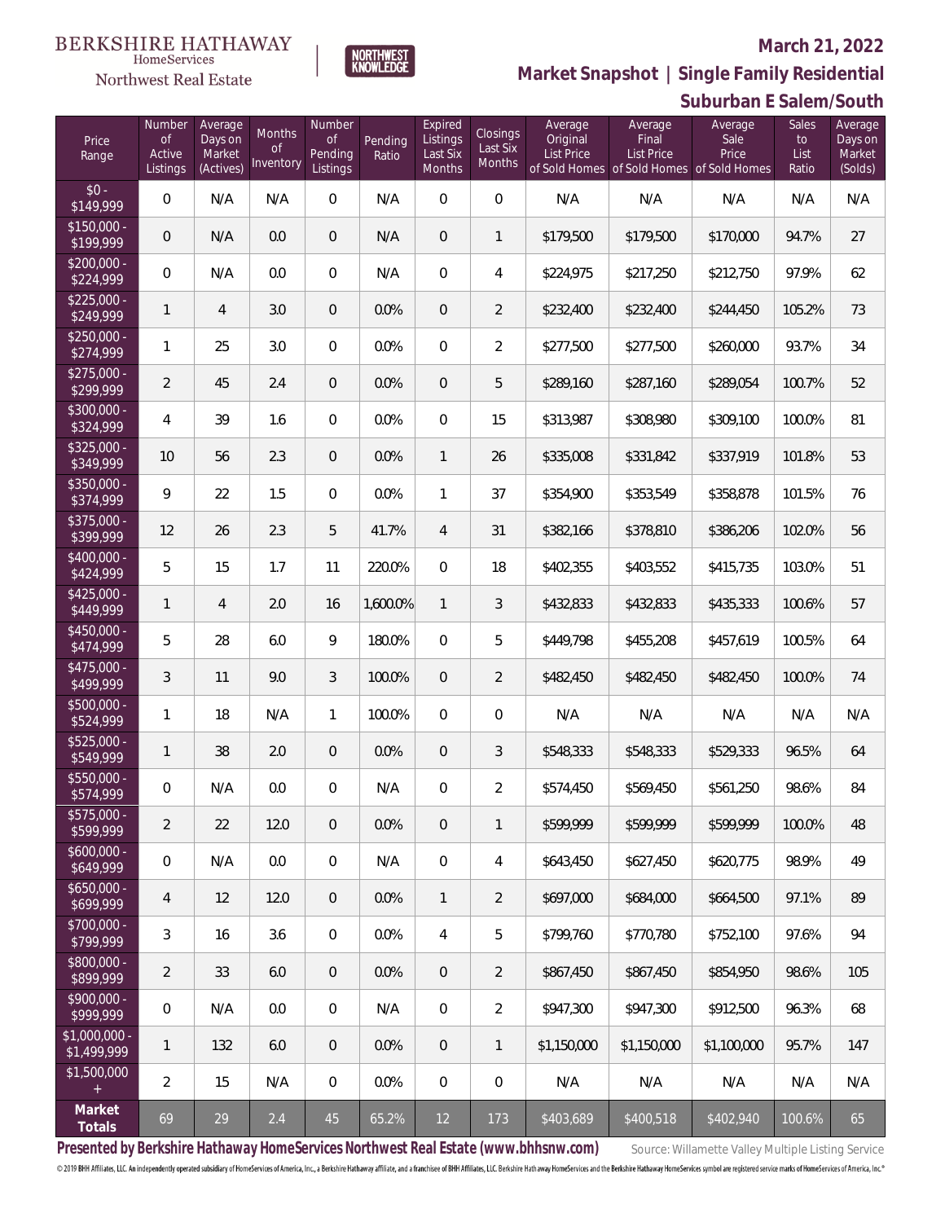BERKSHIRE HATHAWAY HomeServices Northwest Real Estate

NORTHWEST KNOWLEDGE

## March 21, 2022

## Market Snapshot | Single Family Residential

## Suburban E Salem/South

| Price Range | Number of Active Listings | Average Days on Market (Actives) | Months of Inventory | Number of Pending Listings | Pending Ratio | Expired Listings Last Six Months | Closings Last Six Months | Average Original List Price of Sold Homes | Average Final List Price of Sold Homes | Average Sale Price of Sold Homes | Sales to List Ratio | Average Days on Market (Solds) |
|---|---|---|---|---|---|---|---|---|---|---|---|---|
| $0 - $149,999 | 0 | N/A | N/A | 0 | N/A | 0 | 0 | N/A | N/A | N/A | N/A | N/A |
| $150,000 - $199,999 | 0 | N/A | 0.0 | 0 | N/A | 0 | 1 | $179,500 | $179,500 | $170,000 | 94.7% | 27 |
| $200,000 - $224,999 | 0 | N/A | 0.0 | 0 | N/A | 0 | 4 | $224,975 | $217,250 | $212,750 | 97.9% | 62 |
| $225,000 - $249,999 | 1 | 4 | 3.0 | 0 | 0.0% | 0 | 2 | $232,400 | $232,400 | $244,450 | 105.2% | 73 |
| $250,000 - $274,999 | 1 | 25 | 3.0 | 0 | 0.0% | 0 | 2 | $277,500 | $277,500 | $260,000 | 93.7% | 34 |
| $275,000 - $299,999 | 2 | 45 | 2.4 | 0 | 0.0% | 0 | 5 | $289,160 | $287,160 | $289,054 | 100.7% | 52 |
| $300,000 - $324,999 | 4 | 39 | 1.6 | 0 | 0.0% | 0 | 15 | $313,987 | $308,980 | $309,100 | 100.0% | 81 |
| $325,000 - $349,999 | 10 | 56 | 2.3 | 0 | 0.0% | 1 | 26 | $335,008 | $331,842 | $337,919 | 101.8% | 53 |
| $350,000 - $374,999 | 9 | 22 | 1.5 | 0 | 0.0% | 1 | 37 | $354,900 | $353,549 | $358,878 | 101.5% | 76 |
| $375,000 - $399,999 | 12 | 26 | 2.3 | 5 | 41.7% | 4 | 31 | $382,166 | $378,810 | $386,206 | 102.0% | 56 |
| $400,000 - $424,999 | 5 | 15 | 1.7 | 11 | 220.0% | 0 | 18 | $402,355 | $403,552 | $415,735 | 103.0% | 51 |
| $425,000 - $449,999 | 1 | 4 | 2.0 | 16 | 1,600.0% | 1 | 3 | $432,833 | $432,833 | $435,333 | 100.6% | 57 |
| $450,000 - $474,999 | 5 | 28 | 6.0 | 9 | 180.0% | 0 | 5 | $449,798 | $455,208 | $457,619 | 100.5% | 64 |
| $475,000 - $499,999 | 3 | 11 | 9.0 | 3 | 100.0% | 0 | 2 | $482,450 | $482,450 | $482,450 | 100.0% | 74 |
| $500,000 - $524,999 | 1 | 18 | N/A | 1 | 100.0% | 0 | 0 | N/A | N/A | N/A | N/A | N/A |
| $525,000 - $549,999 | 1 | 38 | 2.0 | 0 | 0.0% | 0 | 3 | $548,333 | $548,333 | $529,333 | 96.5% | 64 |
| $550,000 - $574,999 | 0 | N/A | 0.0 | 0 | N/A | 0 | 2 | $574,450 | $569,450 | $561,250 | 98.6% | 84 |
| $575,000 - $599,999 | 2 | 22 | 12.0 | 0 | 0.0% | 0 | 1 | $599,999 | $599,999 | $599,999 | 100.0% | 48 |
| $600,000 - $649,999 | 0 | N/A | 0.0 | 0 | N/A | 0 | 4 | $643,450 | $627,450 | $620,775 | 98.9% | 49 |
| $650,000 - $699,999 | 4 | 12 | 12.0 | 0 | 0.0% | 1 | 2 | $697,000 | $684,000 | $664,500 | 97.1% | 89 |
| $700,000 - $799,999 | 3 | 16 | 3.6 | 0 | 0.0% | 4 | 5 | $799,760 | $770,780 | $752,100 | 97.6% | 94 |
| $800,000 - $899,999 | 2 | 33 | 6.0 | 0 | 0.0% | 0 | 2 | $867,450 | $867,450 | $854,950 | 98.6% | 105 |
| $900,000 - $999,999 | 0 | N/A | 0.0 | 0 | N/A | 0 | 2 | $947,300 | $947,300 | $912,500 | 96.3% | 68 |
| $1,000,000 - $1,499,999 | 1 | 132 | 6.0 | 0 | 0.0% | 0 | 1 | $1,150,000 | $1,150,000 | $1,100,000 | 95.7% | 147 |
| $1,500,000 + | 2 | 15 | N/A | 0 | 0.0% | 0 | 0 | N/A | N/A | N/A | N/A | N/A |
| **Market Totals** | 69 | 29 | 2.4 | 45 | 65.2% | 12 | 173 | $403,689 | $400,518 | $402,940 | 100.6% | 65 |

**Presented by Berkshire Hathaway HomeServices Northwest Real Estate (www.bhhsnw.com)**

Source: Willamette Valley Multiple Listing Service

© 2019 BHH Affiliates, LLC. An independently operated subsidiary of HomeServices of America, Inc., a Berkshire Hathaway affiliate, and a franchisee of BHH Affiliates, LLC. Berkshire Hathaway HomeServices and the Berkshire Hathaway HomeServices symbol are registered service marks of HomeServices of America, Inc.®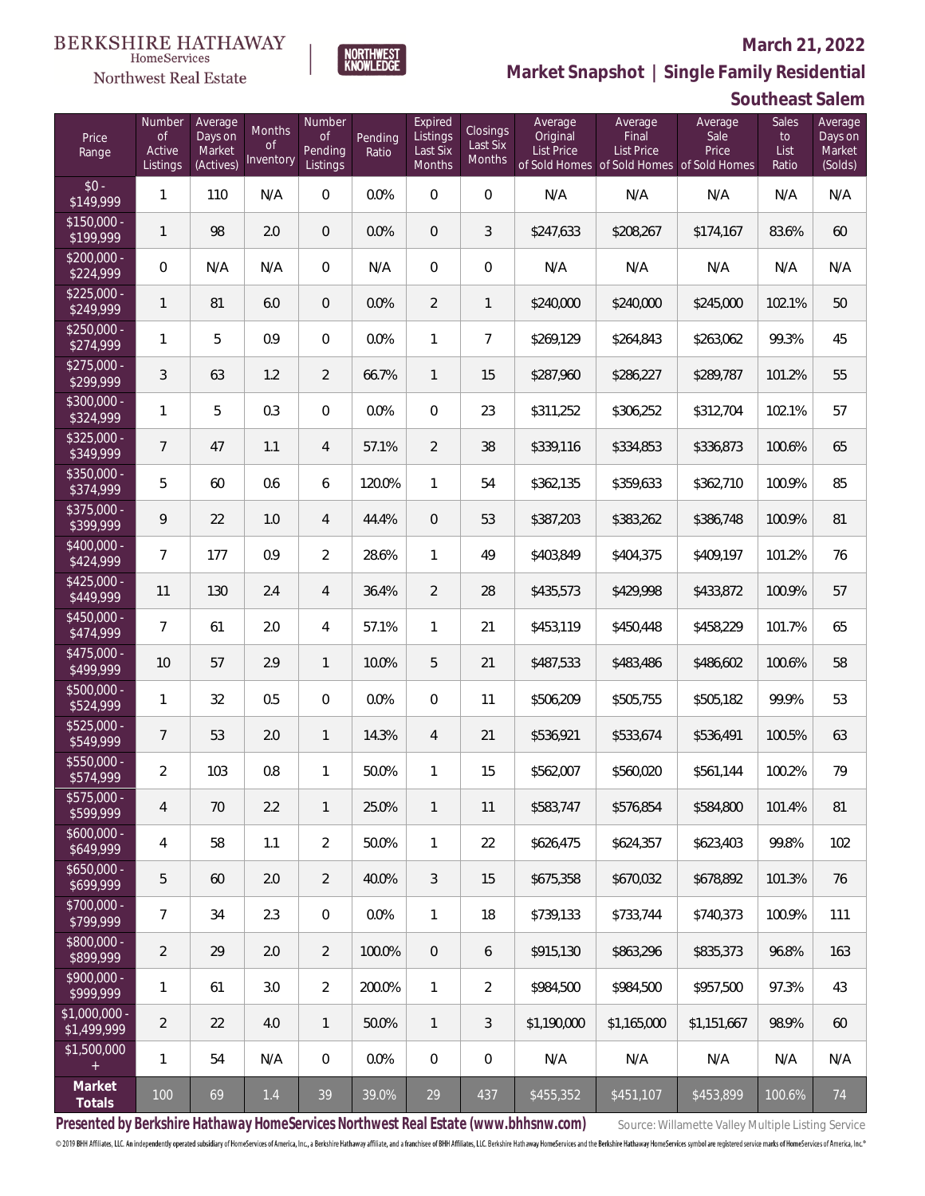BERKSHIRE HATHAWAY HomeServices Northwest Real Estate

NORTHWEST KNOWLEDGE

# March 21, 2022

## Market Snapshot | Single Family Residential

## Southeast Salem

| Price Range | Number of Active Listings | Average Days on Market (Actives) | Months of Inventory | Number of Pending Listings | Pending Ratio | Expired Listings Last Six Months | Closings Last Six Months | Average Original List Price of Sold Homes | Average Final List Price of Sold Homes | Average Sale Price of Sold Homes | Sales to List Ratio | Average Days on Market (Solds) |
|---|---|---|---|---|---|---|---|---|---|---|---|---|
| $0 - $149,999 | 1 | 110 | N/A | 0 | 0.0% | 0 | 0 | N/A | N/A | N/A | N/A | N/A |
| $150,000 - $199,999 | 1 | 98 | 2.0 | 0 | 0.0% | 0 | 3 | $247,633 | $208,267 | $174,167 | 83.6% | 60 |
| $200,000 - $224,999 | 0 | N/A | N/A | 0 | N/A | 0 | 0 | N/A | N/A | N/A | N/A | N/A |
| $225,000 - $249,999 | 1 | 81 | 6.0 | 0 | 0.0% | 2 | 1 | $240,000 | $240,000 | $245,000 | 102.1% | 50 |
| $250,000 - $274,999 | 1 | 5 | 0.9 | 0 | 0.0% | 1 | 7 | $269,129 | $264,843 | $263,062 | 99.3% | 45 |
| $275,000 - $299,999 | 3 | 63 | 1.2 | 2 | 66.7% | 1 | 15 | $287,960 | $286,227 | $289,787 | 101.2% | 55 |
| $300,000 - $324,999 | 1 | 5 | 0.3 | 0 | 0.0% | 0 | 23 | $311,252 | $306,252 | $312,704 | 102.1% | 57 |
| $325,000 - $349,999 | 7 | 47 | 1.1 | 4 | 57.1% | 2 | 38 | $339,116 | $334,853 | $336,873 | 100.6% | 65 |
| $350,000 - $374,999 | 5 | 60 | 0.6 | 6 | 120.0% | 1 | 54 | $362,135 | $359,633 | $362,710 | 100.9% | 85 |
| $375,000 - $399,999 | 9 | 22 | 1.0 | 4 | 44.4% | 0 | 53 | $387,203 | $383,262 | $386,748 | 100.9% | 81 |
| $400,000 - $424,999 | 7 | 177 | 0.9 | 2 | 28.6% | 1 | 49 | $403,849 | $404,375 | $409,197 | 101.2% | 76 |
| $425,000 - $449,999 | 11 | 130 | 2.4 | 4 | 36.4% | 2 | 28 | $435,573 | $429,998 | $433,872 | 100.9% | 57 |
| $450,000 - $474,999 | 7 | 61 | 2.0 | 4 | 57.1% | 1 | 21 | $453,119 | $450,448 | $458,229 | 101.7% | 65 |
| $475,000 - $499,999 | 10 | 57 | 2.9 | 1 | 10.0% | 5 | 21 | $487,533 | $483,486 | $486,602 | 100.6% | 58 |
| $500,000 - $524,999 | 1 | 32 | 0.5 | 0 | 0.0% | 0 | 11 | $506,209 | $505,755 | $505,182 | 99.9% | 53 |
| $525,000 - $549,999 | 7 | 53 | 2.0 | 1 | 14.3% | 4 | 21 | $536,921 | $533,674 | $536,491 | 100.5% | 63 |
| $550,000 - $574,999 | 2 | 103 | 0.8 | 1 | 50.0% | 1 | 15 | $562,007 | $560,020 | $561,144 | 100.2% | 79 |
| $575,000 - $599,999 | 4 | 70 | 2.2 | 1 | 25.0% | 1 | 11 | $583,747 | $576,854 | $584,800 | 101.4% | 81 |
| $600,000 - $649,999 | 4 | 58 | 1.1 | 2 | 50.0% | 1 | 22 | $626,475 | $624,357 | $623,403 | 99.8% | 102 |
| $650,000 - $699,999 | 5 | 60 | 2.0 | 2 | 40.0% | 3 | 15 | $675,358 | $670,032 | $678,892 | 101.3% | 76 |
| $700,000 - $799,999 | 7 | 34 | 2.3 | 0 | 0.0% | 1 | 18 | $739,133 | $733,744 | $740,373 | 100.9% | 111 |
| $800,000 - $899,999 | 2 | 29 | 2.0 | 2 | 100.0% | 0 | 6 | $915,130 | $863,296 | $835,373 | 96.8% | 163 |
| $900,000 - $999,999 | 1 | 61 | 3.0 | 2 | 200.0% | 1 | 2 | $984,500 | $984,500 | $957,500 | 97.3% | 43 |
| $1,000,000 - $1,499,999 | 2 | 22 | 4.0 | 1 | 50.0% | 1 | 3 | $1,190,000 | $1,165,000 | $1,151,667 | 98.9% | 60 |
| $1,500,000 + | 1 | 54 | N/A | 0 | 0.0% | 0 | 0 | N/A | N/A | N/A | N/A | N/A |
| **Market Totals** | 100 | 69 | 1.4 | 39 | 39.0% | 29 | 437 | $455,352 | $451,107 | $453,899 | 100.6% | 74 |

**Presented by Berkshire Hathaway HomeServices Northwest Real Estate (www.bhhsnw.com)**

Source: Willamette Valley Multiple Listing Service

© 2019 BHH Affiliates, LLC. An independently operated subsidiary of HomeServices of America, Inc., a Berkshire Hathaway affiliate, and a franchisee of BHH Affiliates, LLC. Berkshire Hathaway HomeServices and the Berkshire Hathaway HomeServices symbol are registered service marks of HomeServices of America, Inc.®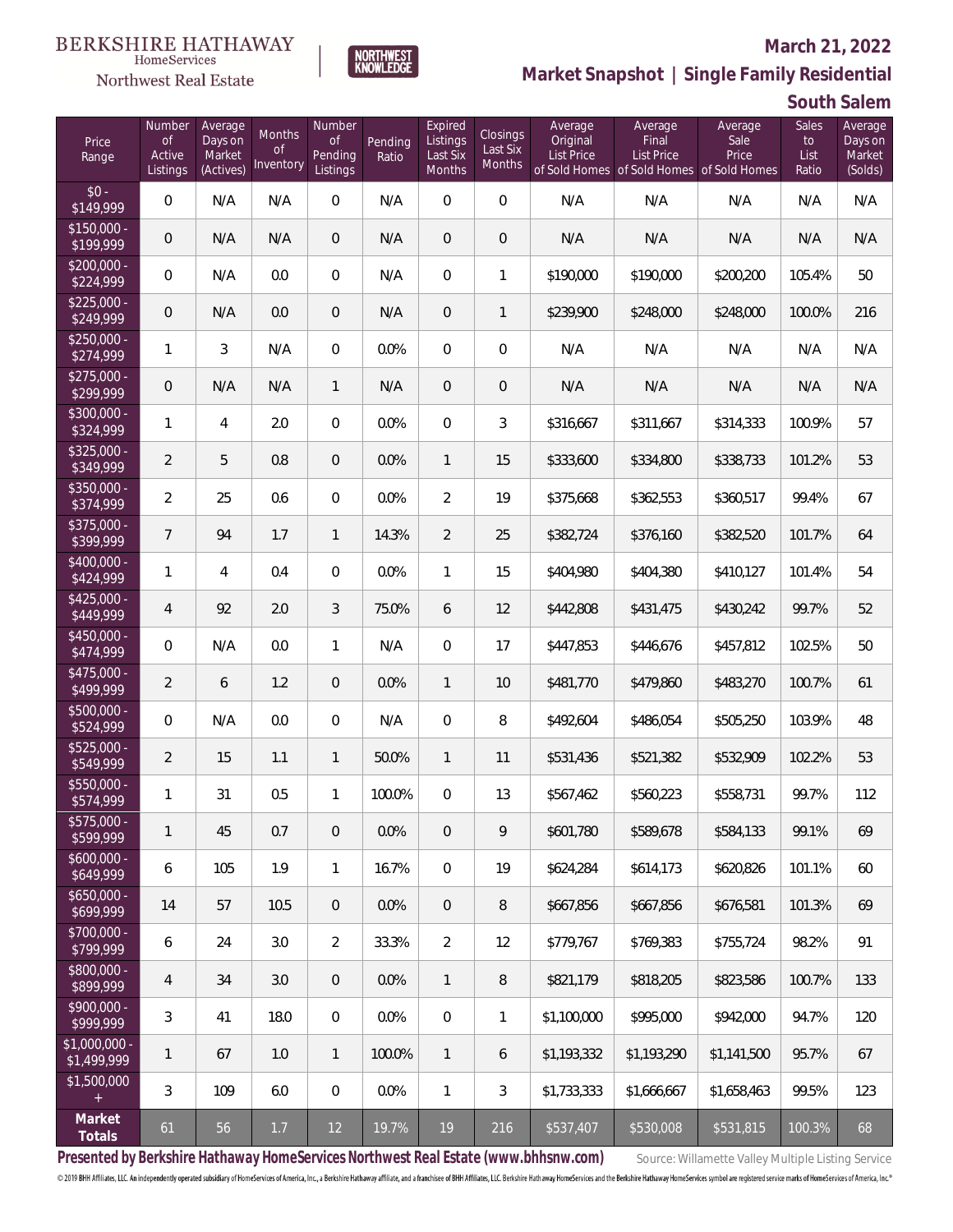BERKSHIRE HATHAWAY HomeServices Northwest Real Estate

NORTHWEST KNOWLEDGE

# March 21, 2022

## Market Snapshot | Single Family Residential

## South Salem

| Price Range | Number of Active Listings | Average Days on Market (Actives) | Months of Inventory | Number of Pending Listings | Pending Ratio | Expired Listings Last Six Months | Closings Last Six Months | Average Original List Price of Sold Homes | Average Final List Price of Sold Homes | Average Sale Price of Sold Homes | Sales to List Ratio | Average Days on Market (Solds) |
|---|---|---|---|---|---|---|---|---|---|---|---|---|
| $0 - $149,999 | 0 | N/A | N/A | 0 | N/A | 0 | 0 | N/A | N/A | N/A | N/A | N/A |
| $150,000 - $199,999 | 0 | N/A | N/A | 0 | N/A | 0 | 0 | N/A | N/A | N/A | N/A | N/A |
| $200,000 - $224,999 | 0 | N/A | 0.0 | 0 | N/A | 0 | 1 | $190,000 | $190,000 | $200,200 | 105.4% | 50 |
| $225,000 - $249,999 | 0 | N/A | 0.0 | 0 | N/A | 0 | 1 | $239,900 | $248,000 | $248,000 | 100.0% | 216 |
| $250,000 - $274,999 | 1 | 3 | N/A | 0 | 0.0% | 0 | 0 | N/A | N/A | N/A | N/A | N/A |
| $275,000 - $299,999 | 0 | N/A | N/A | 1 | N/A | 0 | 0 | N/A | N/A | N/A | N/A | N/A |
| $300,000 - $324,999 | 1 | 4 | 2.0 | 0 | 0.0% | 0 | 3 | $316,667 | $311,667 | $314,333 | 100.9% | 57 |
| $325,000 - $349,999 | 2 | 5 | 0.8 | 0 | 0.0% | 1 | 15 | $333,600 | $334,800 | $338,733 | 101.2% | 53 |
| $350,000 - $374,999 | 2 | 25 | 0.6 | 0 | 0.0% | 2 | 19 | $375,668 | $362,553 | $360,517 | 99.4% | 67 |
| $375,000 - $399,999 | 7 | 94 | 1.7 | 1 | 14.3% | 2 | 25 | $382,724 | $376,160 | $382,520 | 101.7% | 64 |
| $400,000 - $424,999 | 1 | 4 | 0.4 | 0 | 0.0% | 1 | 15 | $404,980 | $404,380 | $410,127 | 101.4% | 54 |
| $425,000 - $449,999 | 4 | 92 | 2.0 | 3 | 75.0% | 6 | 12 | $442,808 | $431,475 | $430,242 | 99.7% | 52 |
| $450,000 - $474,999 | 0 | N/A | 0.0 | 1 | N/A | 0 | 17 | $447,853 | $446,676 | $457,812 | 102.5% | 50 |
| $475,000 - $499,999 | 2 | 6 | 1.2 | 0 | 0.0% | 1 | 10 | $481,770 | $479,860 | $483,270 | 100.7% | 61 |
| $500,000 - $524,999 | 0 | N/A | 0.0 | 0 | N/A | 0 | 8 | $492,604 | $486,054 | $505,250 | 103.9% | 48 |
| $525,000 - $549,999 | 2 | 15 | 1.1 | 1 | 50.0% | 1 | 11 | $531,436 | $521,382 | $532,909 | 102.2% | 53 |
| $550,000 - $574,999 | 1 | 31 | 0.5 | 1 | 100.0% | 0 | 13 | $567,462 | $560,223 | $558,731 | 99.7% | 112 |
| $575,000 - $599,999 | 1 | 45 | 0.7 | 0 | 0.0% | 0 | 9 | $601,780 | $589,678 | $584,133 | 99.1% | 69 |
| $600,000 - $649,999 | 6 | 105 | 1.9 | 1 | 16.7% | 0 | 19 | $624,284 | $614,173 | $620,826 | 101.1% | 60 |
| $650,000 - $699,999 | 14 | 57 | 10.5 | 0 | 0.0% | 0 | 8 | $667,856 | $667,856 | $676,581 | 101.3% | 69 |
| $700,000 - $799,999 | 6 | 24 | 3.0 | 2 | 33.3% | 2 | 12 | $779,767 | $769,383 | $755,724 | 98.2% | 91 |
| $800,000 - $899,999 | 4 | 34 | 3.0 | 0 | 0.0% | 1 | 8 | $821,179 | $818,205 | $823,586 | 100.7% | 133 |
| $900,000 - $999,999 | 3 | 41 | 18.0 | 0 | 0.0% | 0 | 1 | $1,100,000 | $995,000 | $942,000 | 94.7% | 120 |
| $1,000,000 - $1,499,999 | 1 | 67 | 1.0 | 1 | 100.0% | 1 | 6 | $1,193,332 | $1,193,290 | $1,141,500 | 95.7% | 67 |
| $1,500,000 + | 3 | 109 | 6.0 | 0 | 0.0% | 1 | 3 | $1,733,333 | $1,666,667 | $1,658,463 | 99.5% | 123 |
| **Market Totals** | 61 | 56 | 1.7 | 12 | 19.7% | 19 | 216 | $537,407 | $530,008 | $531,815 | 100.3% | 68 |

**Presented by Berkshire Hathaway HomeServices Northwest Real Estate (www.bhhsnw.com)**

Source: Willamette Valley Multiple Listing Service

© 2019 BHH Affiliates, LLC. An independently operated subsidiary of HomeServices of America, Inc., a Berkshire Hathaway affiliate, and a franchisee of BHH Affiliates, LLC. Berkshire Hathaway HomeServices and the Berkshire Hathaway HomeServices symbol are registered service marks of HomeServices of America, Inc.®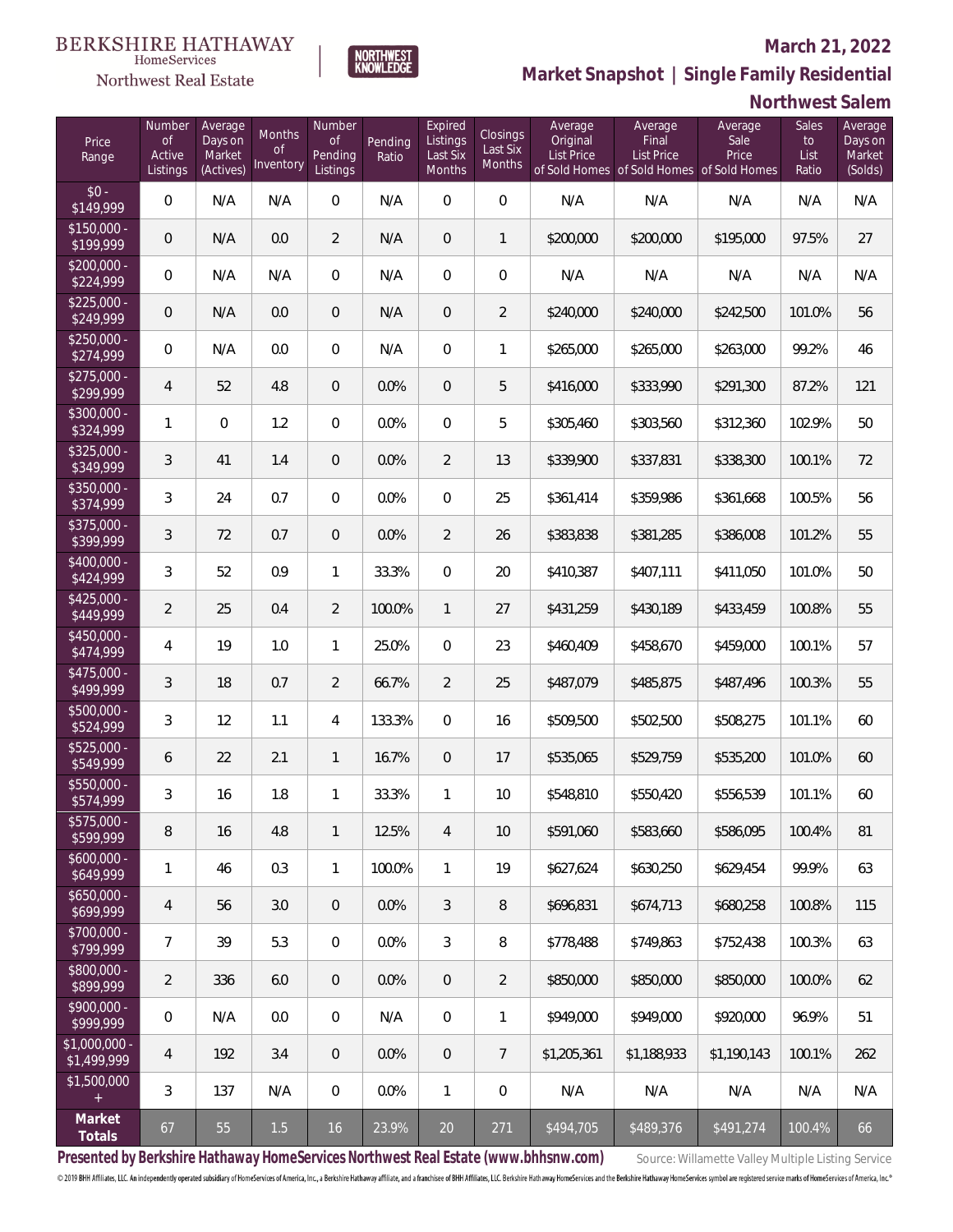BERKSHIRE HATHAWAY HomeServices Northwest Real Estate

NORTHWEST KNOWLEDGE

## March 21, 2022

## Market Snapshot | Single Family Residential

## Northwest Salem

| Price Range | Number of Active Listings | Average Days on Market (Actives) | Months of Inventory | Number of Pending Listings | Pending Ratio | Expired Listings Last Six Months | Closings Last Six Months | Average Original List Price of Sold Homes | Average Final List Price of Sold Homes | Average Sale Price of Sold Homes | Sales to List Ratio | Average Days on Market (Solds) |
|---|---|---|---|---|---|---|---|---|---|---|---|---|
| $0 - $149,999 | 0 | N/A | N/A | 0 | N/A | 0 | 0 | N/A | N/A | N/A | N/A | N/A |
| $150,000 - $199,999 | 0 | N/A | 0.0 | 2 | N/A | 0 | 1 | $200,000 | $200,000 | $195,000 | 97.5% | 27 |
| $200,000 - $224,999 | 0 | N/A | N/A | 0 | N/A | 0 | 0 | N/A | N/A | N/A | N/A | N/A |
| $225,000 - $249,999 | 0 | N/A | 0.0 | 0 | N/A | 0 | 2 | $240,000 | $240,000 | $242,500 | 101.0% | 56 |
| $250,000 - $274,999 | 0 | N/A | 0.0 | 0 | N/A | 0 | 1 | $265,000 | $265,000 | $263,000 | 99.2% | 46 |
| $275,000 - $299,999 | 4 | 52 | 4.8 | 0 | 0.0% | 0 | 5 | $416,000 | $333,990 | $291,300 | 87.2% | 121 |
| $300,000 - $324,999 | 1 | 0 | 1.2 | 0 | 0.0% | 0 | 5 | $305,460 | $303,560 | $312,360 | 102.9% | 50 |
| $325,000 - $349,999 | 3 | 41 | 1.4 | 0 | 0.0% | 2 | 13 | $339,900 | $337,831 | $338,300 | 100.1% | 72 |
| $350,000 - $374,999 | 3 | 24 | 0.7 | 0 | 0.0% | 0 | 25 | $361,414 | $359,986 | $361,668 | 100.5% | 56 |
| $375,000 - $399,999 | 3 | 72 | 0.7 | 0 | 0.0% | 2 | 26 | $383,838 | $381,285 | $386,008 | 101.2% | 55 |
| $400,000 - $424,999 | 3 | 52 | 0.9 | 1 | 33.3% | 0 | 20 | $410,387 | $407,111 | $411,050 | 101.0% | 50 |
| $425,000 - $449,999 | 2 | 25 | 0.4 | 2 | 100.0% | 1 | 27 | $431,259 | $430,189 | $433,459 | 100.8% | 55 |
| $450,000 - $474,999 | 4 | 19 | 1.0 | 1 | 25.0% | 0 | 23 | $460,409 | $458,670 | $459,000 | 100.1% | 57 |
| $475,000 - $499,999 | 3 | 18 | 0.7 | 2 | 66.7% | 2 | 25 | $487,079 | $485,875 | $487,496 | 100.3% | 55 |
| $500,000 - $524,999 | 3 | 12 | 1.1 | 4 | 133.3% | 0 | 16 | $509,500 | $502,500 | $508,275 | 101.1% | 60 |
| $525,000 - $549,999 | 6 | 22 | 2.1 | 1 | 16.7% | 0 | 17 | $535,065 | $529,759 | $535,200 | 101.0% | 60 |
| $550,000 - $574,999 | 3 | 16 | 1.8 | 1 | 33.3% | 1 | 10 | $548,810 | $550,420 | $556,539 | 101.1% | 60 |
| $575,000 - $599,999 | 8 | 16 | 4.8 | 1 | 12.5% | 4 | 10 | $591,060 | $583,660 | $586,095 | 100.4% | 81 |
| $600,000 - $649,999 | 1 | 46 | 0.3 | 1 | 100.0% | 1 | 19 | $627,624 | $630,250 | $629,454 | 99.9% | 63 |
| $650,000 - $699,999 | 4 | 56 | 3.0 | 0 | 0.0% | 3 | 8 | $696,831 | $674,713 | $680,258 | 100.8% | 115 |
| $700,000 - $799,999 | 7 | 39 | 5.3 | 0 | 0.0% | 3 | 8 | $778,488 | $749,863 | $752,438 | 100.3% | 63 |
| $800,000 - $899,999 | 2 | 336 | 6.0 | 0 | 0.0% | 0 | 2 | $850,000 | $850,000 | $850,000 | 100.0% | 62 |
| $900,000 - $999,999 | 0 | N/A | 0.0 | 0 | N/A | 0 | 1 | $949,000 | $949,000 | $920,000 | 96.9% | 51 |
| $1,000,000 - $1,499,999 | 4 | 192 | 3.4 | 0 | 0.0% | 0 | 7 | $1,205,361 | $1,188,933 | $1,190,143 | 100.1% | 262 |
| $1,500,000 + | 3 | 137 | N/A | 0 | 0.0% | 1 | 0 | N/A | N/A | N/A | N/A | N/A |
| **Market Totals** | 67 | 55 | 1.5 | 16 | 23.9% | 20 | 271 | $494,705 | $489,376 | $491,274 | 100.4% | 66 |

**Presented by Berkshire Hathaway HomeServices Northwest Real Estate (www.bhhsnw.com)**

Source: Willamette Valley Multiple Listing Service

© 2019 BHH Affiliates, LLC. An independently operated subsidiary of HomeServices of America, Inc., a Berkshire Hathaway affiliate, and a franchisee of BHH Affiliates, LLC. Berkshire Hathaway HomeServices and the Berkshire Hathaway HomeServices symbol are registered service marks of HomeServices of America, Inc.®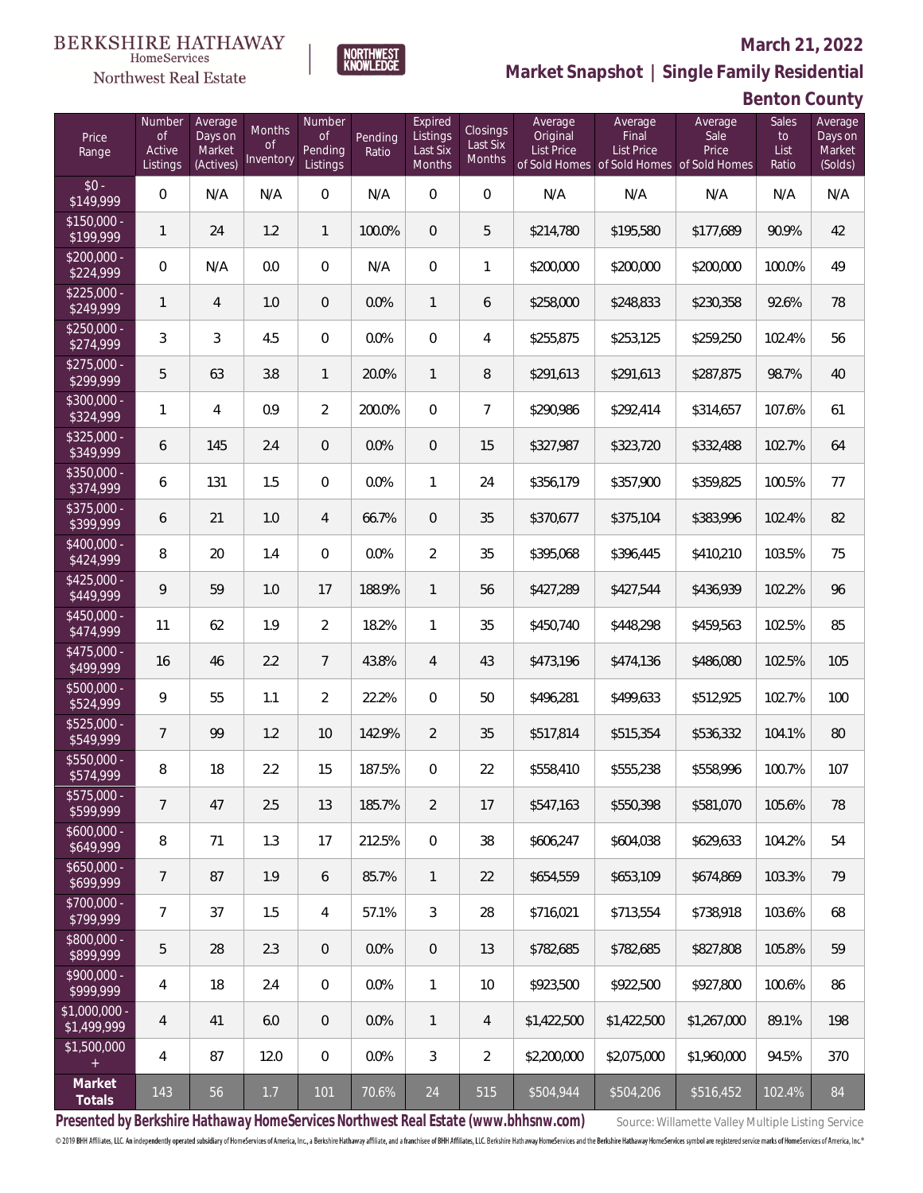BERKSHIRE HATHAWAY HomeServices Northwest Real Estate

NORTHWEST KNOWLEDGE

**March 21, 2022**

## Market Snapshot | Single Family Residential

### Benton County

| Price Range | Number of Active Listings | Average Days on Market (Actives) | Months of Inventory | Number of Pending Listings | Pending Ratio | Expired Listings Last Six Months | Closings Last Six Months | Average Original List Price of Sold Homes | Average Final List Price of Sold Homes | Average Sale Price of Sold Homes | Sales to List Ratio | Average Days on Market (Solds) |
|---|---|---|---|---|---|---|---|---|---|---|---|---|
| $0 - $149,999 | 0 | N/A | N/A | 0 | N/A | 0 | 0 | N/A | N/A | N/A | N/A | N/A |
| $150,000 - $199,999 | 1 | 24 | 1.2 | 1 | 100.0% | 0 | 5 | $214,780 | $195,580 | $177,689 | 90.9% | 42 |
| $200,000 - $224,999 | 0 | N/A | 0.0 | 0 | N/A | 0 | 1 | $200,000 | $200,000 | $200,000 | 100.0% | 49 |
| $225,000 - $249,999 | 1 | 4 | 1.0 | 0 | 0.0% | 1 | 6 | $258,000 | $248,833 | $230,358 | 92.6% | 78 |
| $250,000 - $274,999 | 3 | 3 | 4.5 | 0 | 0.0% | 0 | 4 | $255,875 | $253,125 | $259,250 | 102.4% | 56 |
| $275,000 - $299,999 | 5 | 63 | 3.8 | 1 | 20.0% | 1 | 8 | $291,613 | $291,613 | $287,875 | 98.7% | 40 |
| $300,000 - $324,999 | 1 | 4 | 0.9 | 2 | 200.0% | 0 | 7 | $290,986 | $292,414 | $314,657 | 107.6% | 61 |
| $325,000 - $349,999 | 6 | 145 | 2.4 | 0 | 0.0% | 0 | 15 | $327,987 | $323,720 | $332,488 | 102.7% | 64 |
| $350,000 - $374,999 | 6 | 131 | 1.5 | 0 | 0.0% | 1 | 24 | $356,179 | $357,900 | $359,825 | 100.5% | 77 |
| $375,000 - $399,999 | 6 | 21 | 1.0 | 4 | 66.7% | 0 | 35 | $370,677 | $375,104 | $383,996 | 102.4% | 82 |
| $400,000 - $424,999 | 8 | 20 | 1.4 | 0 | 0.0% | 2 | 35 | $395,068 | $396,445 | $410,210 | 103.5% | 75 |
| $425,000 - $449,999 | 9 | 59 | 1.0 | 17 | 188.9% | 1 | 56 | $427,289 | $427,544 | $436,939 | 102.2% | 96 |
| $450,000 - $474,999 | 11 | 62 | 1.9 | 2 | 18.2% | 1 | 35 | $450,740 | $448,298 | $459,563 | 102.5% | 85 |
| $475,000 - $499,999 | 16 | 46 | 2.2 | 7 | 43.8% | 4 | 43 | $473,196 | $474,136 | $486,080 | 102.5% | 105 |
| $500,000 - $524,999 | 9 | 55 | 1.1 | 2 | 22.2% | 0 | 50 | $496,281 | $499,633 | $512,925 | 102.7% | 100 |
| $525,000 - $549,999 | 7 | 99 | 1.2 | 10 | 142.9% | 2 | 35 | $517,814 | $515,354 | $536,332 | 104.1% | 80 |
| $550,000 - $574,999 | 8 | 18 | 2.2 | 15 | 187.5% | 0 | 22 | $558,410 | $555,238 | $558,996 | 100.7% | 107 |
| $575,000 - $599,999 | 7 | 47 | 2.5 | 13 | 185.7% | 2 | 17 | $547,163 | $550,398 | $581,070 | 105.6% | 78 |
| $600,000 - $649,999 | 8 | 71 | 1.3 | 17 | 212.5% | 0 | 38 | $606,247 | $604,038 | $629,633 | 104.2% | 54 |
| $650,000 - $699,999 | 7 | 87 | 1.9 | 6 | 85.7% | 1 | 22 | $654,559 | $653,109 | $674,869 | 103.3% | 79 |
| $700,000 - $799,999 | 7 | 37 | 1.5 | 4 | 57.1% | 3 | 28 | $716,021 | $713,554 | $738,918 | 103.6% | 68 |
| $800,000 - $899,999 | 5 | 28 | 2.3 | 0 | 0.0% | 0 | 13 | $782,685 | $782,685 | $827,808 | 105.8% | 59 |
| $900,000 - $999,999 | 4 | 18 | 2.4 | 0 | 0.0% | 1 | 10 | $923,500 | $922,500 | $927,800 | 100.6% | 86 |
| $1,000,000 - $1,499,999 | 4 | 41 | 6.0 | 0 | 0.0% | 1 | 4 | $1,422,500 | $1,422,500 | $1,267,000 | 89.1% | 198 |
| $1,500,000 + | 4 | 87 | 12.0 | 0 | 0.0% | 3 | 2 | $2,200,000 | $2,075,000 | $1,960,000 | 94.5% | 370 |
| **Market Totals** | 143 | 56 | 1.7 | 101 | 70.6% | 24 | 515 | $504,944 | $504,206 | $516,452 | 102.4% | 84 |

**Presented by Berkshire Hathaway HomeServices Northwest Real Estate (www.bhhsnw.com)**

Source: Willamette Valley Multiple Listing Service

© 2019 BHH Affiliates, LLC. An independently operated subsidiary of HomeServices of America, Inc., a Berkshire Hathaway affiliate, and a franchisee of BHH Affiliates, LLC. Berkshire Hathaway HomeServices and the Berkshire Hathaway HomeServices symbol are registered service marks of HomeServices of America, Inc.®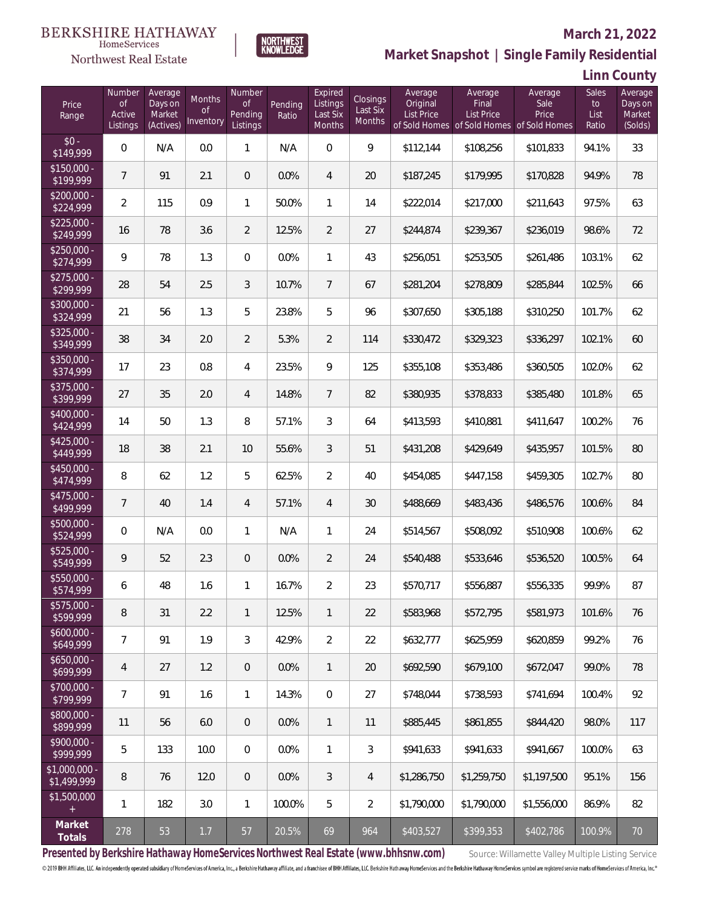BERKSHIRE HATHAWAY HomeServices Northwest Real Estate

NORTHWEST KNOWLEDGE

**March 21, 2022**

**Market Snapshot | Single Family Residential**

**Linn County**

| Price Range | Number of Active Listings | Average Days on Market (Actives) | Months of Inventory | Number of Pending Listings | Pending Ratio | Expired Listings Last Six Months | Closings Last Six Months | Average Original List Price of Sold Homes | Average Final List Price of Sold Homes | Average Sale Price of Sold Homes | Sales to List Ratio | Average Days on Market (Solds) |
|---|---|---|---|---|---|---|---|---|---|---|---|---|
| $0 - $149,999 | 0 | N/A | 0.0 | 1 | N/A | 0 | 9 | $112,144 | $108,256 | $101,833 | 94.1% | 33 |
| $150,000 - $199,999 | 7 | 91 | 2.1 | 0 | 0.0% | 4 | 20 | $187,245 | $179,995 | $170,828 | 94.9% | 78 |
| $200,000 - $224,999 | 2 | 115 | 0.9 | 1 | 50.0% | 1 | 14 | $222,014 | $217,000 | $211,643 | 97.5% | 63 |
| $225,000 - $249,999 | 16 | 78 | 3.6 | 2 | 12.5% | 2 | 27 | $244,874 | $239,367 | $236,019 | 98.6% | 72 |
| $250,000 - $274,999 | 9 | 78 | 1.3 | 0 | 0.0% | 1 | 43 | $256,051 | $253,505 | $261,486 | 103.1% | 62 |
| $275,000 - $299,999 | 28 | 54 | 2.5 | 3 | 10.7% | 7 | 67 | $281,204 | $278,809 | $285,844 | 102.5% | 66 |
| $300,000 - $324,999 | 21 | 56 | 1.3 | 5 | 23.8% | 5 | 96 | $307,650 | $305,188 | $310,250 | 101.7% | 62 |
| $325,000 - $349,999 | 38 | 34 | 2.0 | 2 | 5.3% | 2 | 114 | $330,472 | $329,323 | $336,297 | 102.1% | 60 |
| $350,000 - $374,999 | 17 | 23 | 0.8 | 4 | 23.5% | 9 | 125 | $355,108 | $353,486 | $360,505 | 102.0% | 62 |
| $375,000 - $399,999 | 27 | 35 | 2.0 | 4 | 14.8% | 7 | 82 | $380,935 | $378,833 | $385,480 | 101.8% | 65 |
| $400,000 - $424,999 | 14 | 50 | 1.3 | 8 | 57.1% | 3 | 64 | $413,593 | $410,881 | $411,647 | 100.2% | 76 |
| $425,000 - $449,999 | 18 | 38 | 2.1 | 10 | 55.6% | 3 | 51 | $431,208 | $429,649 | $435,957 | 101.5% | 80 |
| $450,000 - $474,999 | 8 | 62 | 1.2 | 5 | 62.5% | 2 | 40 | $454,085 | $447,158 | $459,305 | 102.7% | 80 |
| $475,000 - $499,999 | 7 | 40 | 1.4 | 4 | 57.1% | 4 | 30 | $488,669 | $483,436 | $486,576 | 100.6% | 84 |
| $500,000 - $524,999 | 0 | N/A | 0.0 | 1 | N/A | 1 | 24 | $514,567 | $508,092 | $510,908 | 100.6% | 62 |
| $525,000 - $549,999 | 9 | 52 | 2.3 | 0 | 0.0% | 2 | 24 | $540,488 | $533,646 | $536,520 | 100.5% | 64 |
| $550,000 - $574,999 | 6 | 48 | 1.6 | 1 | 16.7% | 2 | 23 | $570,717 | $556,887 | $556,335 | 99.9% | 87 |
| $575,000 - $599,999 | 8 | 31 | 2.2 | 1 | 12.5% | 1 | 22 | $583,968 | $572,795 | $581,973 | 101.6% | 76 |
| $600,000 - $649,999 | 7 | 91 | 1.9 | 3 | 42.9% | 2 | 22 | $632,777 | $625,959 | $620,859 | 99.2% | 76 |
| $650,000 - $699,999 | 4 | 27 | 1.2 | 0 | 0.0% | 1 | 20 | $692,590 | $679,100 | $672,047 | 99.0% | 78 |
| $700,000 - $799,999 | 7 | 91 | 1.6 | 1 | 14.3% | 0 | 27 | $748,044 | $738,593 | $741,694 | 100.4% | 92 |
| $800,000 - $899,999 | 11 | 56 | 6.0 | 0 | 0.0% | 1 | 11 | $885,445 | $861,855 | $844,420 | 98.0% | 117 |
| $900,000 - $999,999 | 5 | 133 | 10.0 | 0 | 0.0% | 1 | 3 | $941,633 | $941,633 | $941,667 | 100.0% | 63 |
| $1,000,000 - $1,499,999 | 8 | 76 | 12.0 | 0 | 0.0% | 3 | 4 | $1,286,750 | $1,259,750 | $1,197,500 | 95.1% | 156 |
| $1,500,000 + | 1 | 182 | 3.0 | 1 | 100.0% | 5 | 2 | $1,790,000 | $1,790,000 | $1,556,000 | 86.9% | 82 |
| **Market Totals** | 278 | 53 | 1.7 | 57 | 20.5% | 69 | 964 | $403,527 | $399,353 | $402,786 | 100.9% | 70 |

**Presented by Berkshire Hathaway HomeServices Northwest Real Estate (www.bhhsnw.com)**

Source: Willamette Valley Multiple Listing Service

© 2019 BHH Affiliates, LLC. An independently operated subsidiary of HomeServices of America, Inc., a Berkshire Hathaway affiliate, and a franchisee of BHH Affiliates, LLC. Berkshire Hathaway HomeServices and the Berkshire Hathaway HomeServices symbol are registered service marks of HomeServices of America, Inc.®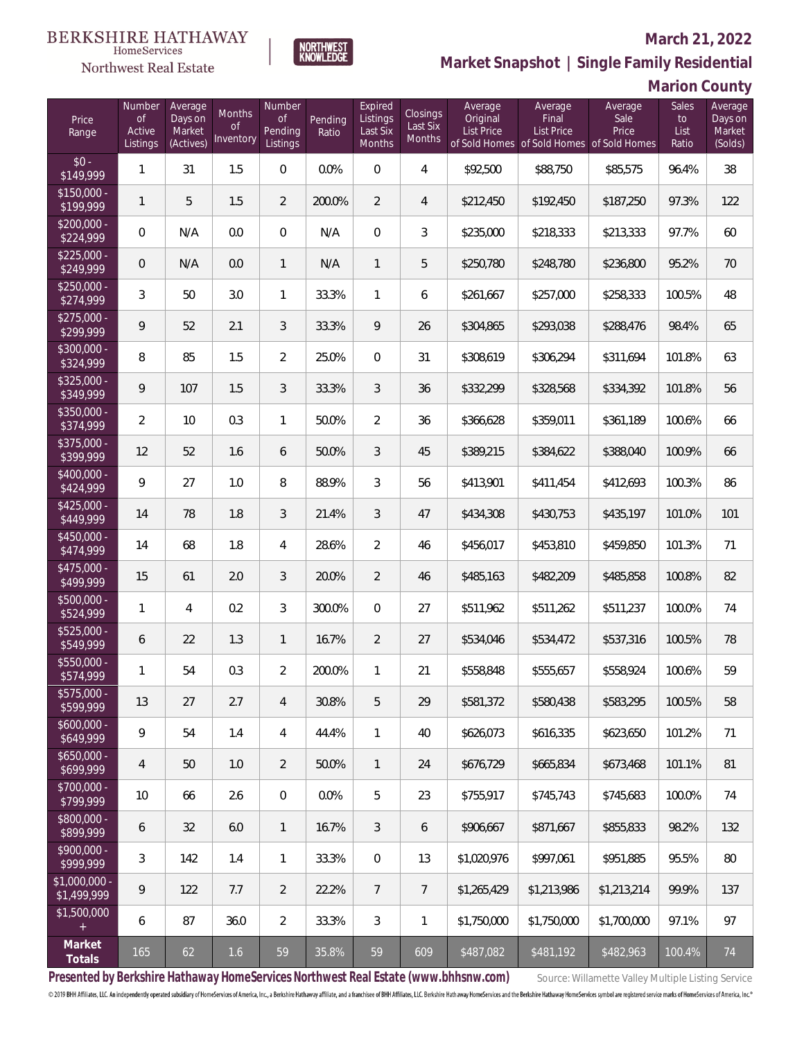BERKSHIRE HATHAWAY HomeServices Northwest Real Estate

NORTHWEST KNOWLEDGE

## March 21, 2022

## Market Snapshot | Single Family Residential

## Marion County

| Price Range | Number of Active Listings | Average Days on Market (Actives) | Months of Inventory | Number of Pending Listings | Pending Ratio | Expired Listings Last Six Months | Closings Last Six Months | Average Original List Price of Sold Homes | Average Final List Price of Sold Homes | Average Sale Price of Sold Homes | Sales to List Ratio | Average Days on Market (Solds) |
|---|---|---|---|---|---|---|---|---|---|---|---|---|
| $0 - $149,999 | 1 | 31 | 1.5 | 0 | 0.0% | 0 | 4 | $92,500 | $88,750 | $85,575 | 96.4% | 38 |
| $150,000 - $199,999 | 1 | 5 | 1.5 | 2 | 200.0% | 2 | 4 | $212,450 | $192,450 | $187,250 | 97.3% | 122 |
| $200,000 - $224,999 | 0 | N/A | 0.0 | 0 | N/A | 0 | 3 | $235,000 | $218,333 | $213,333 | 97.7% | 60 |
| $225,000 - $249,999 | 0 | N/A | 0.0 | 1 | N/A | 1 | 5 | $250,780 | $248,780 | $236,800 | 95.2% | 70 |
| $250,000 - $274,999 | 3 | 50 | 3.0 | 1 | 33.3% | 1 | 6 | $261,667 | $257,000 | $258,333 | 100.5% | 48 |
| $275,000 - $299,999 | 9 | 52 | 2.1 | 3 | 33.3% | 9 | 26 | $304,865 | $293,038 | $288,476 | 98.4% | 65 |
| $300,000 - $324,999 | 8 | 85 | 1.5 | 2 | 25.0% | 0 | 31 | $308,619 | $306,294 | $311,694 | 101.8% | 63 |
| $325,000 - $349,999 | 9 | 107 | 1.5 | 3 | 33.3% | 3 | 36 | $332,299 | $328,568 | $334,392 | 101.8% | 56 |
| $350,000 - $374,999 | 2 | 10 | 0.3 | 1 | 50.0% | 2 | 36 | $366,628 | $359,011 | $361,189 | 100.6% | 66 |
| $375,000 - $399,999 | 12 | 52 | 1.6 | 6 | 50.0% | 3 | 45 | $389,215 | $384,622 | $388,040 | 100.9% | 66 |
| $400,000 - $424,999 | 9 | 27 | 1.0 | 8 | 88.9% | 3 | 56 | $413,901 | $411,454 | $412,693 | 100.3% | 86 |
| $425,000 - $449,999 | 14 | 78 | 1.8 | 3 | 21.4% | 3 | 47 | $434,308 | $430,753 | $435,197 | 101.0% | 101 |
| $450,000 - $474,999 | 14 | 68 | 1.8 | 4 | 28.6% | 2 | 46 | $456,017 | $453,810 | $459,850 | 101.3% | 71 |
| $475,000 - $499,999 | 15 | 61 | 2.0 | 3 | 20.0% | 2 | 46 | $485,163 | $482,209 | $485,858 | 100.8% | 82 |
| $500,000 - $524,999 | 1 | 4 | 0.2 | 3 | 300.0% | 0 | 27 | $511,962 | $511,262 | $511,237 | 100.0% | 74 |
| $525,000 - $549,999 | 6 | 22 | 1.3 | 1 | 16.7% | 2 | 27 | $534,046 | $534,472 | $537,316 | 100.5% | 78 |
| $550,000 - $574,999 | 1 | 54 | 0.3 | 2 | 200.0% | 1 | 21 | $558,848 | $555,657 | $558,924 | 100.6% | 59 |
| $575,000 - $599,999 | 13 | 27 | 2.7 | 4 | 30.8% | 5 | 29 | $581,372 | $580,438 | $583,295 | 100.5% | 58 |
| $600,000 - $649,999 | 9 | 54 | 1.4 | 4 | 44.4% | 1 | 40 | $626,073 | $616,335 | $623,650 | 101.2% | 71 |
| $650,000 - $699,999 | 4 | 50 | 1.0 | 2 | 50.0% | 1 | 24 | $676,729 | $665,834 | $673,468 | 101.1% | 81 |
| $700,000 - $799,999 | 10 | 66 | 2.6 | 0 | 0.0% | 5 | 23 | $755,917 | $745,743 | $745,683 | 100.0% | 74 |
| $800,000 - $899,999 | 6 | 32 | 6.0 | 1 | 16.7% | 3 | 6 | $906,667 | $871,667 | $855,833 | 98.2% | 132 |
| $900,000 - $999,999 | 3 | 142 | 1.4 | 1 | 33.3% | 0 | 13 | $1,020,976 | $997,061 | $951,885 | 95.5% | 80 |
| $1,000,000 - $1,499,999 | 9 | 122 | 7.7 | 2 | 22.2% | 7 | 7 | $1,265,429 | $1,213,986 | $1,213,214 | 99.9% | 137 |
| $1,500,000 + | 6 | 87 | 36.0 | 2 | 33.3% | 3 | 1 | $1,750,000 | $1,750,000 | $1,700,000 | 97.1% | 97 |
| **Market Totals** | 165 | 62 | 1.6 | 59 | 35.8% | 59 | 609 | $487,082 | $481,192 | $482,963 | 100.4% | 74 |

**Presented by Berkshire Hathaway HomeServices Northwest Real Estate (www.bhhsnw.com)**

Source: Willamette Valley Multiple Listing Service

© 2019 BHH Affiliates, LLC. An independently operated subsidiary of HomeServices of America, Inc., a Berkshire Hathaway affiliate, and a franchisee of BHH Affiliates, LLC. Berkshire Hathaway HomeServices and the Berkshire Hathaway HomeServices symbol are registered service marks of HomeServices of America, Inc.®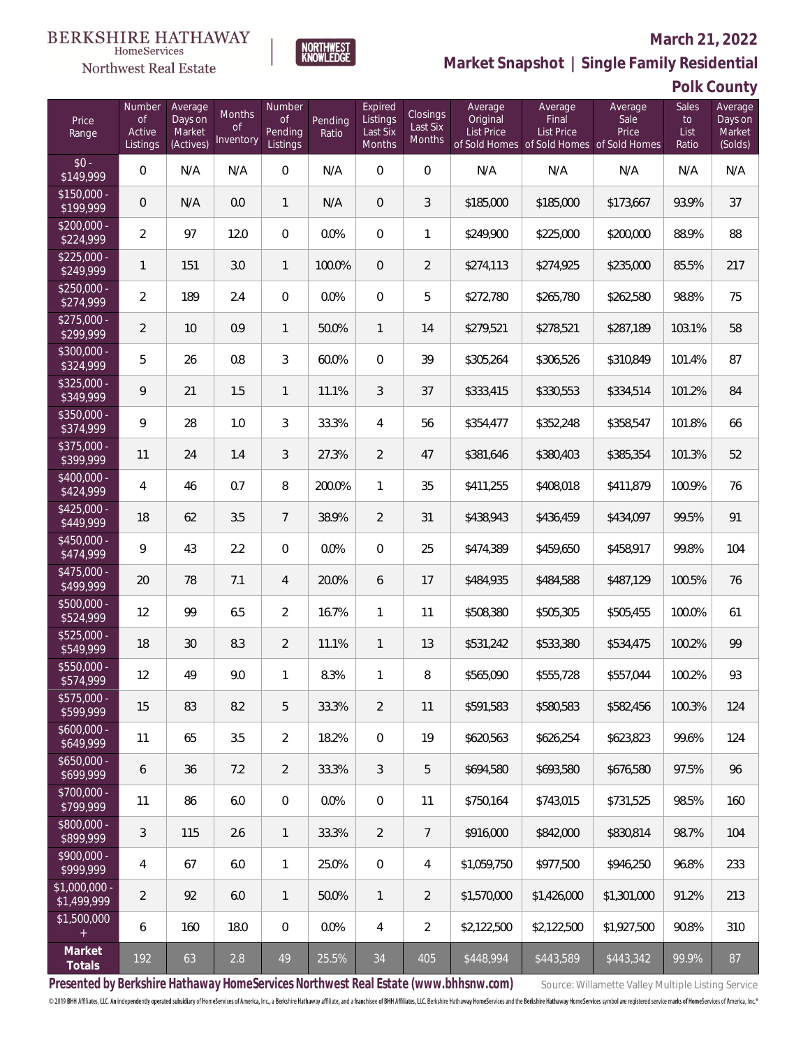BERKSHIRE HATHAWAY HomeServices Northwest Real Estate

NORTHWEST KNOWLEDGE

## March 21, 2022

## Market Snapshot | Single Family Residential

## Polk County

| Price Range | Number of Active Listings | Average Days on Market (Actives) | Months of Inventory | Number of Pending Listings | Pending Ratio | Expired Listings Last Six Months | Closings Last Six Months | Average Original List Price of Sold Homes | Average Final List Price of Sold Homes | Average Sale Price of Sold Homes | Sales to List Ratio | Average Days on Market (Solds) |
|---|---|---|---|---|---|---|---|---|---|---|---|---|
| $0 - $149,999 | 0 | N/A | N/A | 0 | N/A | 0 | 0 | N/A | N/A | N/A | N/A | N/A |
| $150,000 - $199,999 | 0 | N/A | 0.0 | 1 | N/A | 0 | 3 | $185,000 | $185,000 | $173,667 | 93.9% | 37 |
| $200,000 - $224,999 | 2 | 97 | 12.0 | 0 | 0.0% | 0 | 1 | $249,900 | $225,000 | $200,000 | 88.9% | 88 |
| $225,000 - $249,999 | 1 | 151 | 3.0 | 1 | 100.0% | 0 | 2 | $274,113 | $274,925 | $235,000 | 85.5% | 217 |
| $250,000 - $274,999 | 2 | 189 | 2.4 | 0 | 0.0% | 0 | 5 | $272,780 | $265,780 | $262,580 | 98.8% | 75 |
| $275,000 - $299,999 | 2 | 10 | 0.9 | 1 | 50.0% | 1 | 14 | $279,521 | $278,521 | $287,189 | 103.1% | 58 |
| $300,000 - $324,999 | 5 | 26 | 0.8 | 3 | 60.0% | 0 | 39 | $305,264 | $306,526 | $310,849 | 101.4% | 87 |
| $325,000 - $349,999 | 9 | 21 | 1.5 | 1 | 11.1% | 3 | 37 | $333,415 | $330,553 | $334,514 | 101.2% | 84 |
| $350,000 - $374,999 | 9 | 28 | 1.0 | 3 | 33.3% | 4 | 56 | $354,477 | $352,248 | $358,547 | 101.8% | 66 |
| $375,000 - $399,999 | 11 | 24 | 1.4 | 3 | 27.3% | 2 | 47 | $381,646 | $380,403 | $385,354 | 101.3% | 52 |
| $400,000 - $424,999 | 4 | 46 | 0.7 | 8 | 200.0% | 1 | 35 | $411,255 | $408,018 | $411,879 | 100.9% | 76 |
| $425,000 - $449,999 | 18 | 62 | 3.5 | 7 | 38.9% | 2 | 31 | $438,943 | $436,459 | $434,097 | 99.5% | 91 |
| $450,000 - $474,999 | 9 | 43 | 2.2 | 0 | 0.0% | 0 | 25 | $474,389 | $459,650 | $458,917 | 99.8% | 104 |
| $475,000 - $499,999 | 20 | 78 | 7.1 | 4 | 20.0% | 6 | 17 | $484,935 | $484,588 | $487,129 | 100.5% | 76 |
| $500,000 - $524,999 | 12 | 99 | 6.5 | 2 | 16.7% | 1 | 11 | $508,380 | $505,305 | $505,455 | 100.0% | 61 |
| $525,000 - $549,999 | 18 | 30 | 8.3 | 2 | 11.1% | 1 | 13 | $531,242 | $533,380 | $534,475 | 100.2% | 99 |
| $550,000 - $574,999 | 12 | 49 | 9.0 | 1 | 8.3% | 1 | 8 | $565,090 | $555,728 | $557,044 | 100.2% | 93 |
| $575,000 - $599,999 | 15 | 83 | 8.2 | 5 | 33.3% | 2 | 11 | $591,583 | $580,583 | $582,456 | 100.3% | 124 |
| $600,000 - $649,999 | 11 | 65 | 3.5 | 2 | 18.2% | 0 | 19 | $620,563 | $626,254 | $623,823 | 99.6% | 124 |
| $650,000 - $699,999 | 6 | 36 | 7.2 | 2 | 33.3% | 3 | 5 | $694,580 | $693,580 | $676,580 | 97.5% | 96 |
| $700,000 - $799,999 | 11 | 86 | 6.0 | 0 | 0.0% | 0 | 11 | $750,164 | $743,015 | $731,525 | 98.5% | 160 |
| $800,000 - $899,999 | 3 | 115 | 2.6 | 1 | 33.3% | 2 | 7 | $916,000 | $842,000 | $830,814 | 98.7% | 104 |
| $900,000 - $999,999 | 4 | 67 | 6.0 | 1 | 25.0% | 0 | 4 | $1,059,750 | $977,500 | $946,250 | 96.8% | 233 |
| $1,000,000 - $1,499,999 | 2 | 92 | 6.0 | 1 | 50.0% | 1 | 2 | $1,570,000 | $1,426,000 | $1,301,000 | 91.2% | 213 |
| $1,500,000 + | 6 | 160 | 18.0 | 0 | 0.0% | 4 | 2 | $2,122,500 | $2,122,500 | $1,927,500 | 90.8% | 310 |
| **Market Totals** | 192 | 63 | 2.8 | 49 | 25.5% | 34 | 405 | $448,994 | $443,589 | $443,342 | 99.9% | 87 |

**Presented by Berkshire Hathaway HomeServices Northwest Real Estate (www.bhhsnw.com)** Source: Willamette Valley Multiple Listing Service

© 2019 BHH Affiliates, LLC. An independently operated subsidiary of HomeServices of America, Inc., a Berkshire Hathaway affiliate, and a franchisee of BHH Affiliates, LLC. Berkshire Hathaway HomeServices and the Berkshire Hathaway HomeServices symbol are registered service marks of HomeServices of America, Inc.®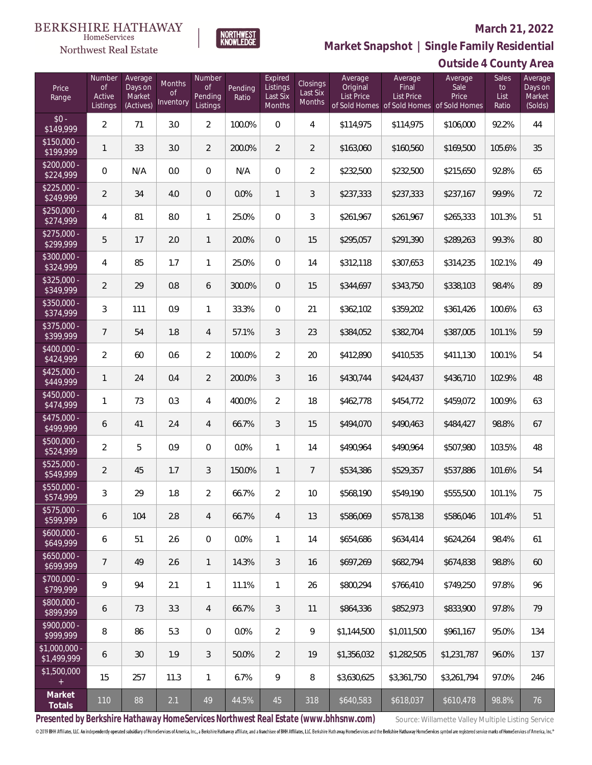BERKSHIRE HATHAWAY HomeServices Northwest Real Estate

NORTHWEST KNOWLEDGE

## March 21, 2022

## Market Snapshot | Single Family Residential

## Outside 4 County Area

| Price Range | Number of Active Listings | Average Days on Market (Actives) | Months of Inventory | Number of Pending Listings | Pending Ratio | Expired Listings Last Six Months | Closings Last Six Months | Average Original List Price of Sold Homes | Average Final List Price of Sold Homes | Average Sale Price of Sold Homes | Sales to List Ratio | Average Days on Market (Solds) |
|---|---|---|---|---|---|---|---|---|---|---|---|---|
| $0 - $149,999 | 2 | 71 | 3.0 | 2 | 100.0% | 0 | 4 | $114,975 | $114,975 | $106,000 | 92.2% | 44 |
| $150,000 - $199,999 | 1 | 33 | 3.0 | 2 | 200.0% | 2 | 2 | $163,060 | $160,560 | $169,500 | 105.6% | 35 |
| $200,000 - $224,999 | 0 | N/A | 0.0 | 0 | N/A | 0 | 2 | $232,500 | $232,500 | $215,650 | 92.8% | 65 |
| $225,000 - $249,999 | 2 | 34 | 4.0 | 0 | 0.0% | 1 | 3 | $237,333 | $237,333 | $237,167 | 99.9% | 72 |
| $250,000 - $274,999 | 4 | 81 | 8.0 | 1 | 25.0% | 0 | 3 | $261,967 | $261,967 | $265,333 | 101.3% | 51 |
| $275,000 - $299,999 | 5 | 17 | 2.0 | 1 | 20.0% | 0 | 15 | $295,057 | $291,390 | $289,263 | 99.3% | 80 |
| $300,000 - $324,999 | 4 | 85 | 1.7 | 1 | 25.0% | 0 | 14 | $312,118 | $307,653 | $314,235 | 102.1% | 49 |
| $325,000 - $349,999 | 2 | 29 | 0.8 | 6 | 300.0% | 0 | 15 | $344,697 | $343,750 | $338,103 | 98.4% | 89 |
| $350,000 - $374,999 | 3 | 111 | 0.9 | 1 | 33.3% | 0 | 21 | $362,102 | $359,202 | $361,426 | 100.6% | 63 |
| $375,000 - $399,999 | 7 | 54 | 1.8 | 4 | 57.1% | 3 | 23 | $384,052 | $382,704 | $387,005 | 101.1% | 59 |
| $400,000 - $424,999 | 2 | 60 | 0.6 | 2 | 100.0% | 2 | 20 | $412,890 | $410,535 | $411,130 | 100.1% | 54 |
| $425,000 - $449,999 | 1 | 24 | 0.4 | 2 | 200.0% | 3 | 16 | $430,744 | $424,437 | $436,710 | 102.9% | 48 |
| $450,000 - $474,999 | 1 | 73 | 0.3 | 4 | 400.0% | 2 | 18 | $462,778 | $454,772 | $459,072 | 100.9% | 63 |
| $475,000 - $499,999 | 6 | 41 | 2.4 | 4 | 66.7% | 3 | 15 | $494,070 | $490,463 | $484,427 | 98.8% | 67 |
| $500,000 - $524,999 | 2 | 5 | 0.9 | 0 | 0.0% | 1 | 14 | $490,964 | $490,964 | $507,980 | 103.5% | 48 |
| $525,000 - $549,999 | 2 | 45 | 1.7 | 3 | 150.0% | 1 | 7 | $534,386 | $529,357 | $537,886 | 101.6% | 54 |
| $550,000 - $574,999 | 3 | 29 | 1.8 | 2 | 66.7% | 2 | 10 | $568,190 | $549,190 | $555,500 | 101.1% | 75 |
| $575,000 - $599,999 | 6 | 104 | 2.8 | 4 | 66.7% | 4 | 13 | $586,069 | $578,138 | $586,046 | 101.4% | 51 |
| $600,000 - $649,999 | 6 | 51 | 2.6 | 0 | 0.0% | 1 | 14 | $654,686 | $634,414 | $624,264 | 98.4% | 61 |
| $650,000 - $699,999 | 7 | 49 | 2.6 | 1 | 14.3% | 3 | 16 | $697,269 | $682,794 | $674,838 | 98.8% | 60 |
| $700,000 - $799,999 | 9 | 94 | 2.1 | 1 | 11.1% | 1 | 26 | $800,294 | $766,410 | $749,250 | 97.8% | 96 |
| $800,000 - $899,999 | 6 | 73 | 3.3 | 4 | 66.7% | 3 | 11 | $864,336 | $852,973 | $833,900 | 97.8% | 79 |
| $900,000 - $999,999 | 8 | 86 | 5.3 | 0 | 0.0% | 2 | 9 | $1,144,500 | $1,011,500 | $961,167 | 95.0% | 134 |
| $1,000,000 - $1,499,999 | 6 | 30 | 1.9 | 3 | 50.0% | 2 | 19 | $1,356,032 | $1,282,505 | $1,231,787 | 96.0% | 137 |
| $1,500,000 + | 15 | 257 | 11.3 | 1 | 6.7% | 9 | 8 | $3,630,625 | $3,361,750 | $3,261,794 | 97.0% | 246 |
| **Market Totals** | 110 | 88 | 2.1 | 49 | 44.5% | 45 | 318 | $640,583 | $618,037 | $610,478 | 98.8% | 76 |

**Presented by Berkshire Hathaway HomeServices Northwest Real Estate (www.bhhsnw.com)** Source: Willamette Valley Multiple Listing Service

© 2019 BHH Affiliates, LLC. An independently operated subsidiary of HomeServices of America, Inc., a Berkshire Hathaway affiliate, and a franchisee of BHH Affiliates, LLC. Berkshire Hathaway HomeServices and the Berkshire Hathaway HomeServices symbol are registered service marks of HomeServices of America, Inc.®